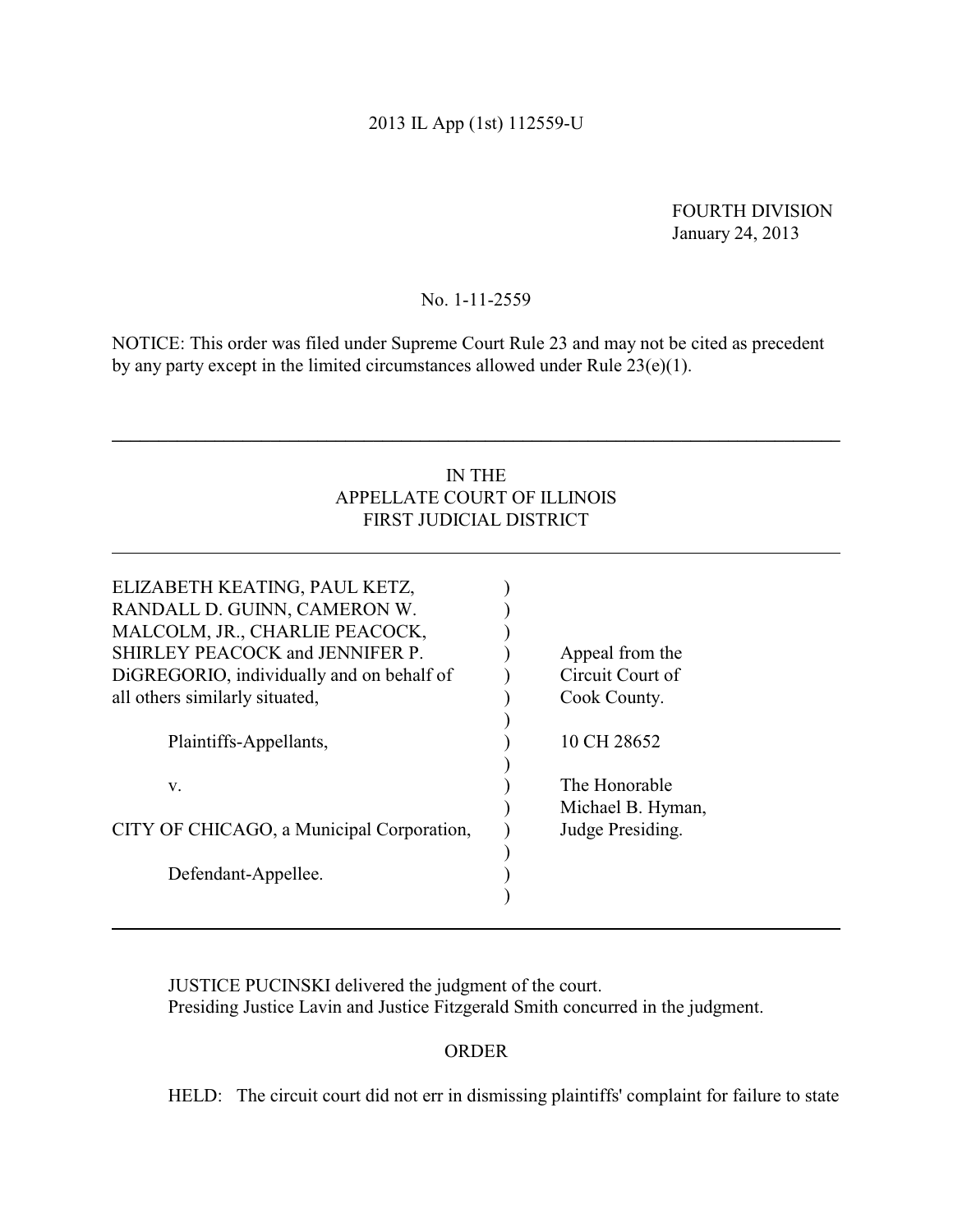2013 IL App (1st) 112559-U

FOURTH DIVISION
January 24, 2013

No. 1-11-2559

NOTICE: This order was filed under Supreme Court Rule 23 and may not be cited as precedent by any party except in the limited circumstances allowed under Rule 23(e)(1).

---

IN THE
APPELLATE COURT OF ILLINOIS
FIRST JUDICIAL DISTRICT

---

| | | |
|---|---|---|
| ELIZABETH KEATING, PAUL KETZ, RANDALL D. GUINN, CAMERON W. MALCOLM, JR., CHARLIE PEACOCK, SHIRLEY PEACOCK and JENNIFER P. DiGREGORIO, individually and on behalf of all others similarly situated, | ) | Appeal from the Circuit Court of Cook County. |
| Plaintiffs-Appellants, | ) | 10 CH 28652 |
| v. | ) | The Honorable Michael B. Hyman, Judge Presiding. |
| CITY OF CHICAGO, a Municipal Corporation, | ) | |
| Defendant-Appellee. | ) | |

---

JUSTICE PUCINSKI delivered the judgment of the court.
Presiding Justice Lavin and Justice Fitzgerald Smith concurred in the judgment.

ORDER

HELD: The circuit court did not err in dismissing plaintiffs' complaint for failure to state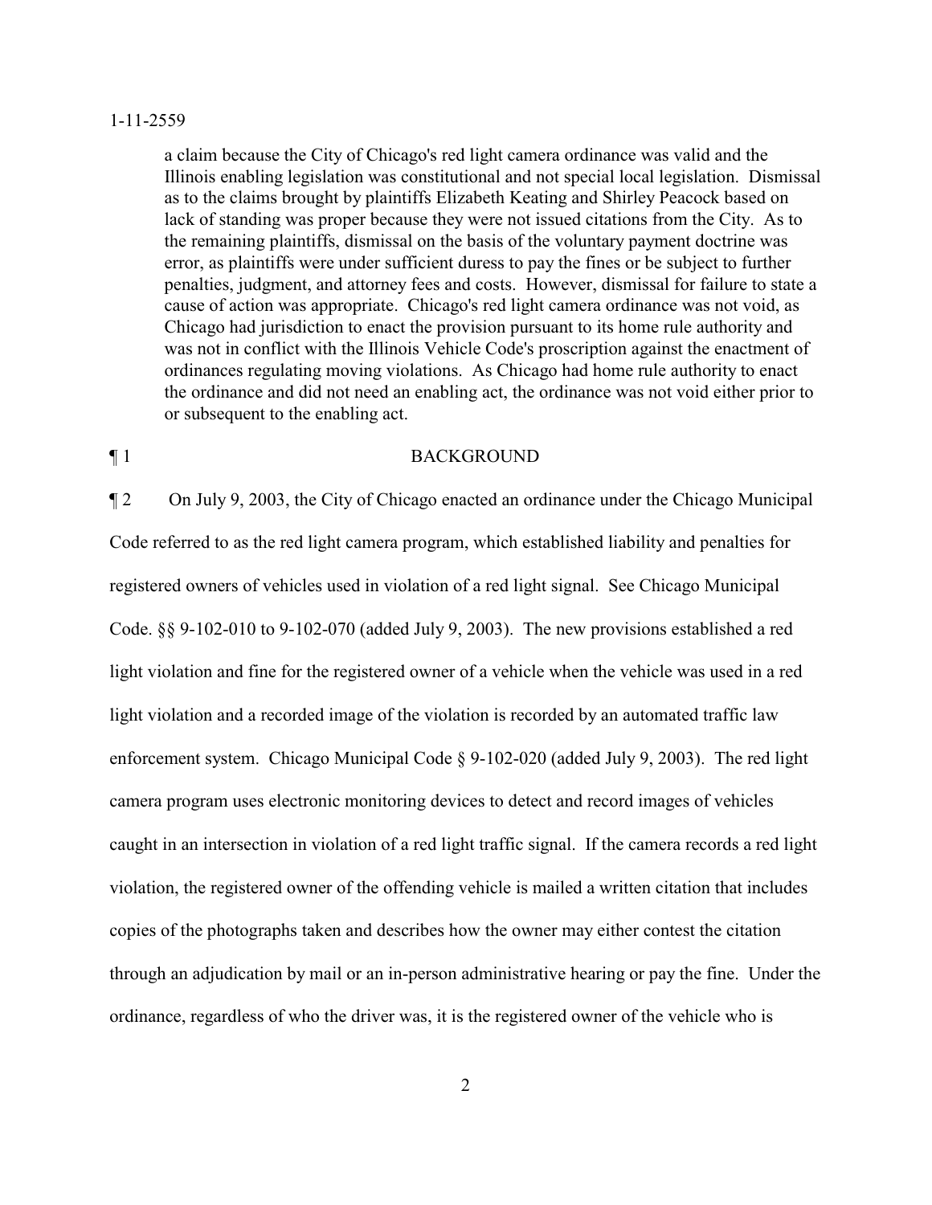a claim because the City of Chicago's red light camera ordinance was valid and the Illinois enabling legislation was constitutional and not special local legislation. Dismissal as to the claims brought by plaintiffs Elizabeth Keating and Shirley Peacock based on lack of standing was proper because they were not issued citations from the City. As to the remaining plaintiffs, dismissal on the basis of the voluntary payment doctrine was error, as plaintiffs were under sufficient duress to pay the fines or be subject to further penalties, judgment, and attorney fees and costs. However, dismissal for failure to state a cause of action was appropriate. Chicago's red light camera ordinance was not void, as Chicago had jurisdiction to enact the provision pursuant to its home rule authority and was not in conflict with the Illinois Vehicle Code's proscription against the enactment of ordinances regulating moving violations. As Chicago had home rule authority to enact the ordinance and did not need an enabling act, the ordinance was not void either prior to or subsequent to the enabling act.

¶ 1 BACKGROUND

¶ 2 On July 9, 2003, the City of Chicago enacted an ordinance under the Chicago Municipal Code referred to as the red light camera program, which established liability and penalties for registered owners of vehicles used in violation of a red light signal. See Chicago Municipal Code. §§ 9-102-010 to 9-102-070 (added July 9, 2003). The new provisions established a red light violation and fine for the registered owner of a vehicle when the vehicle was used in a red light violation and a recorded image of the violation is recorded by an automated traffic law enforcement system. Chicago Municipal Code § 9-102-020 (added July 9, 2003). The red light camera program uses electronic monitoring devices to detect and record images of vehicles caught in an intersection in violation of a red light traffic signal. If the camera records a red light violation, the registered owner of the offending vehicle is mailed a written citation that includes copies of the photographs taken and describes how the owner may either contest the citation through an adjudication by mail or an in-person administrative hearing or pay the fine. Under the ordinance, regardless of who the driver was, it is the registered owner of the vehicle who is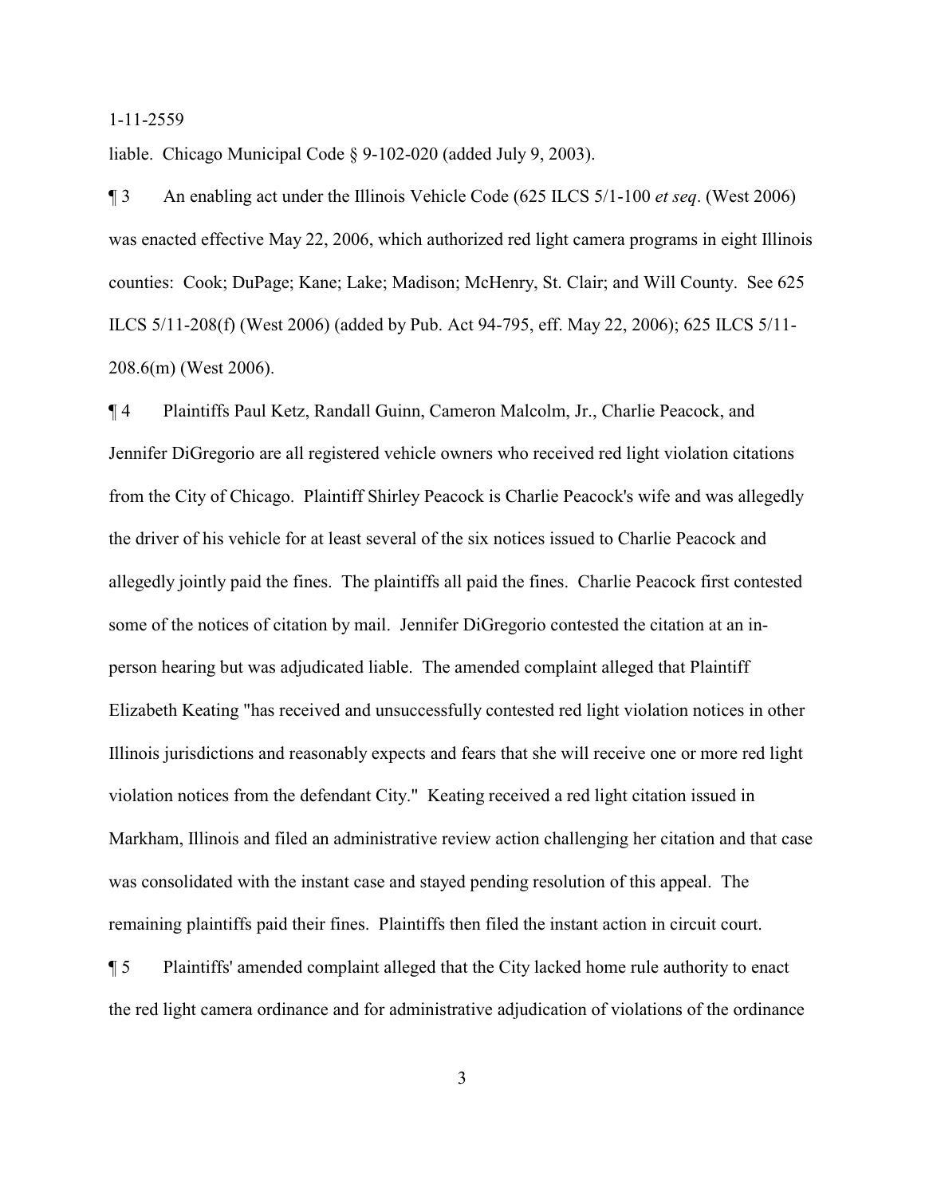liable. Chicago Municipal Code § 9-102-020 (added July 9, 2003).

¶ 3 An enabling act under the Illinois Vehicle Code (625 ILCS 5/1-100 *et seq*. (West 2006) was enacted effective May 22, 2006, which authorized red light camera programs in eight Illinois counties: Cook; DuPage; Kane; Lake; Madison; McHenry, St. Clair; and Will County. See 625 ILCS 5/11-208(f) (West 2006) (added by Pub. Act 94-795, eff. May 22, 2006); 625 ILCS 5/11-208.6(m) (West 2006).

¶ 4 Plaintiffs Paul Ketz, Randall Guinn, Cameron Malcolm, Jr., Charlie Peacock, and Jennifer DiGregorio are all registered vehicle owners who received red light violation citations from the City of Chicago. Plaintiff Shirley Peacock is Charlie Peacock's wife and was allegedly the driver of his vehicle for at least several of the six notices issued to Charlie Peacock and allegedly jointly paid the fines. The plaintiffs all paid the fines. Charlie Peacock first contested some of the notices of citation by mail. Jennifer DiGregorio contested the citation at an in-person hearing but was adjudicated liable. The amended complaint alleged that Plaintiff Elizabeth Keating "has received and unsuccessfully contested red light violation notices in other Illinois jurisdictions and reasonably expects and fears that she will receive one or more red light violation notices from the defendant City." Keating received a red light citation issued in Markham, Illinois and filed an administrative review action challenging her citation and that case was consolidated with the instant case and stayed pending resolution of this appeal. The remaining plaintiffs paid their fines. Plaintiffs then filed the instant action in circuit court.

¶ 5 Plaintiffs' amended complaint alleged that the City lacked home rule authority to enact the red light camera ordinance and for administrative adjudication of violations of the ordinance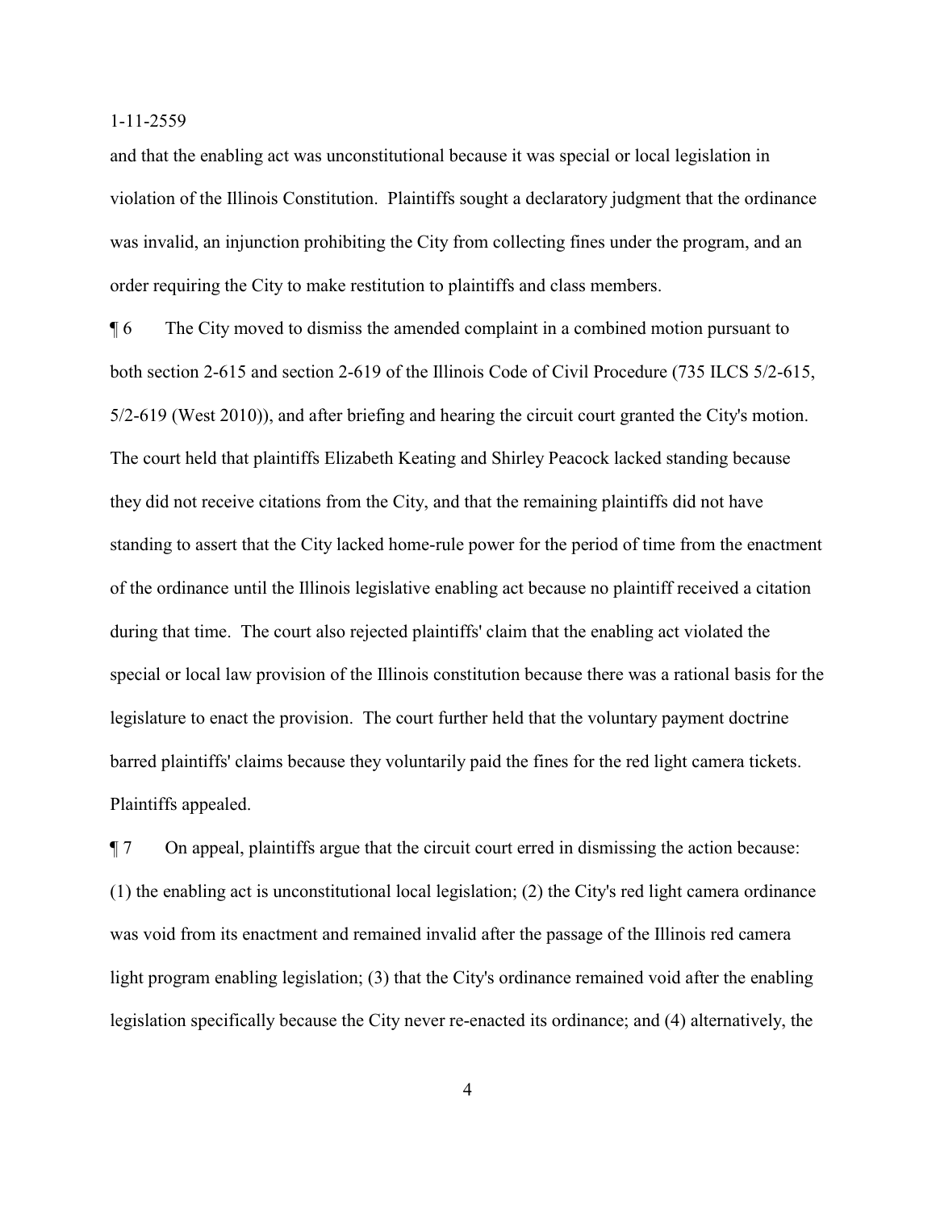and that the enabling act was unconstitutional because it was special or local legislation in violation of the Illinois Constitution. Plaintiffs sought a declaratory judgment that the ordinance was invalid, an injunction prohibiting the City from collecting fines under the program, and an order requiring the City to make restitution to plaintiffs and class members.

¶ 6 The City moved to dismiss the amended complaint in a combined motion pursuant to both section 2-615 and section 2-619 of the Illinois Code of Civil Procedure (735 ILCS 5/2-615, 5/2-619 (West 2010)), and after briefing and hearing the circuit court granted the City's motion. The court held that plaintiffs Elizabeth Keating and Shirley Peacock lacked standing because they did not receive citations from the City, and that the remaining plaintiffs did not have standing to assert that the City lacked home-rule power for the period of time from the enactment of the ordinance until the Illinois legislative enabling act because no plaintiff received a citation during that time. The court also rejected plaintiffs' claim that the enabling act violated the special or local law provision of the Illinois constitution because there was a rational basis for the legislature to enact the provision. The court further held that the voluntary payment doctrine barred plaintiffs' claims because they voluntarily paid the fines for the red light camera tickets. Plaintiffs appealed.

¶ 7 On appeal, plaintiffs argue that the circuit court erred in dismissing the action because: (1) the enabling act is unconstitutional local legislation; (2) the City's red light camera ordinance was void from its enactment and remained invalid after the passage of the Illinois red camera light program enabling legislation; (3) that the City's ordinance remained void after the enabling legislation specifically because the City never re-enacted its ordinance; and (4) alternatively, the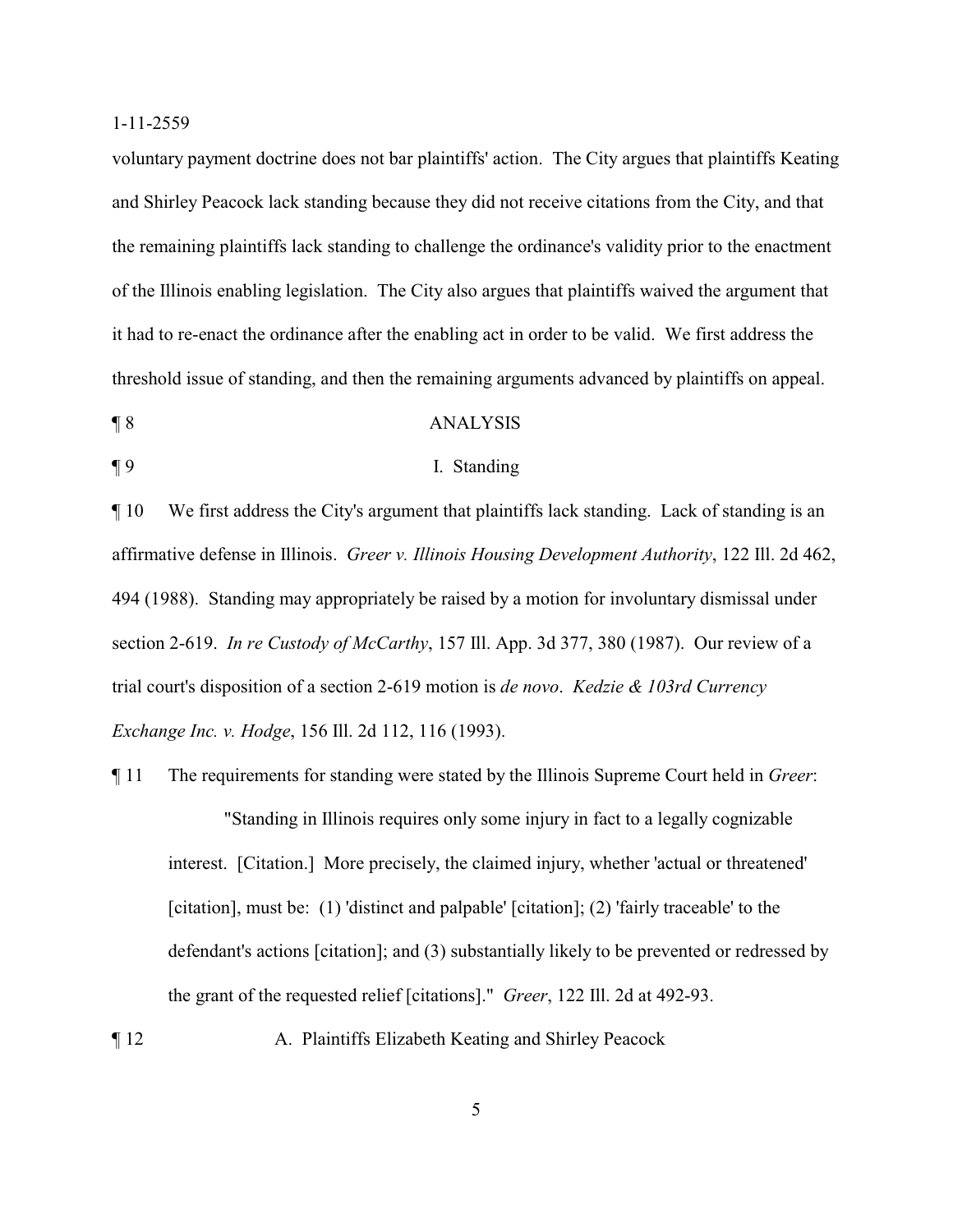voluntary payment doctrine does not bar plaintiffs' action. The City argues that plaintiffs Keating and Shirley Peacock lack standing because they did not receive citations from the City, and that the remaining plaintiffs lack standing to challenge the ordinance's validity prior to the enactment of the Illinois enabling legislation. The City also argues that plaintiffs waived the argument that it had to re-enact the ordinance after the enabling act in order to be valid. We first address the threshold issue of standing, and then the remaining arguments advanced by plaintiffs on appeal.

¶ 8 ANALYSIS

¶ 9 I. Standing

¶ 10 We first address the City's argument that plaintiffs lack standing. Lack of standing is an affirmative defense in Illinois. *Greer v. Illinois Housing Development Authority*, 122 Ill. 2d 462, 494 (1988). Standing may appropriately be raised by a motion for involuntary dismissal under section 2-619. *In re Custody of McCarthy*, 157 Ill. App. 3d 377, 380 (1987). Our review of a trial court's disposition of a section 2-619 motion is *de novo*. *Kedzie & 103rd Currency Exchange Inc. v. Hodge*, 156 Ill. 2d 112, 116 (1993).

¶ 11 The requirements for standing were stated by the Illinois Supreme Court held in *Greer*:

> "Standing in Illinois requires only some injury in fact to a legally cognizable interest. [Citation.] More precisely, the claimed injury, whether 'actual or threatened' [citation], must be: (1) 'distinct and palpable' [citation]; (2) 'fairly traceable' to the defendant's actions [citation]; and (3) substantially likely to be prevented or redressed by the grant of the requested relief [citations]." *Greer*, 122 Ill. 2d at 492-93.

¶ 12 A. Plaintiffs Elizabeth Keating and Shirley Peacock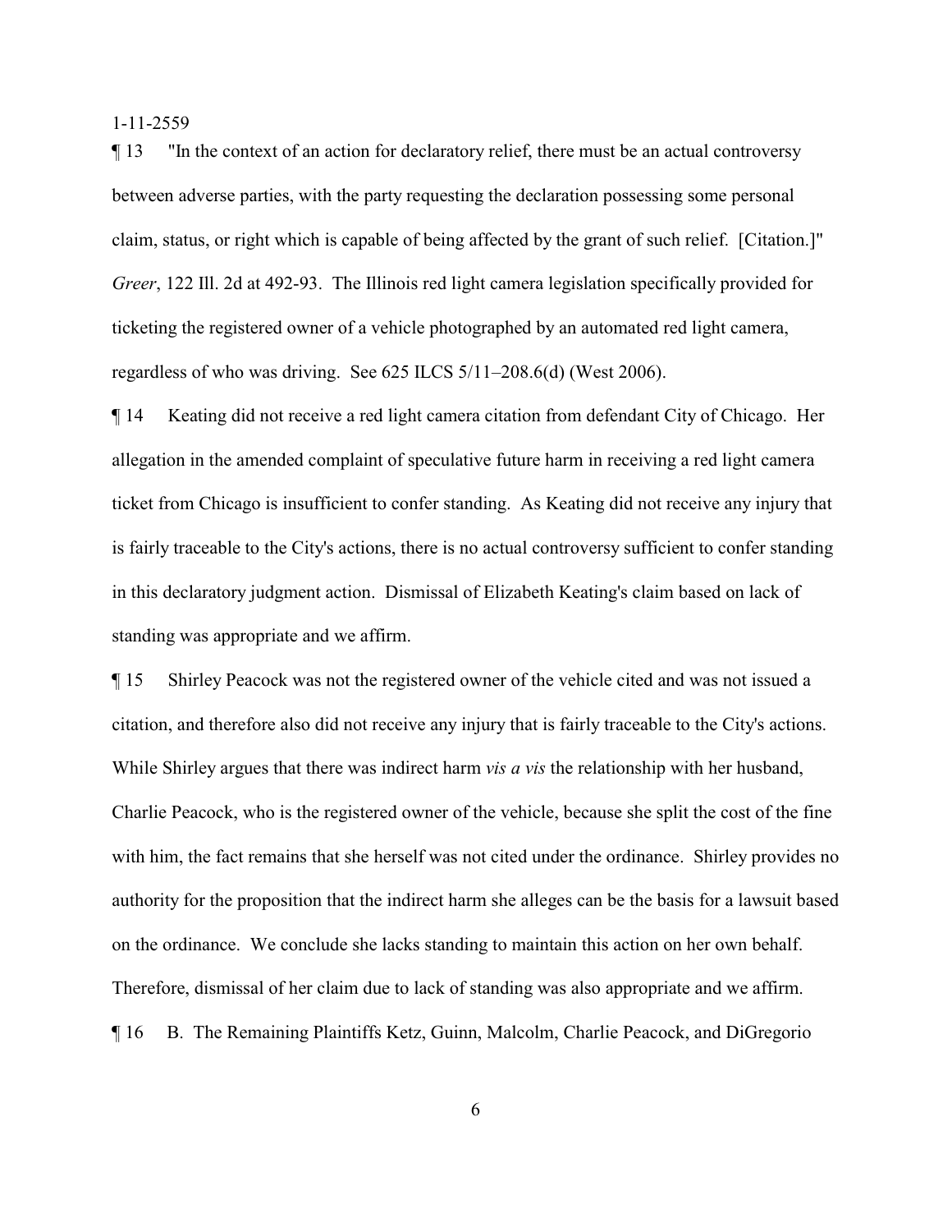¶ 13 "In the context of an action for declaratory relief, there must be an actual controversy between adverse parties, with the party requesting the declaration possessing some personal claim, status, or right which is capable of being affected by the grant of such relief. [Citation.]" *Greer*, 122 Ill. 2d at 492-93. The Illinois red light camera legislation specifically provided for ticketing the registered owner of a vehicle photographed by an automated red light camera, regardless of who was driving. See 625 ILCS 5/11–208.6(d) (West 2006).

¶ 14 Keating did not receive a red light camera citation from defendant City of Chicago. Her allegation in the amended complaint of speculative future harm in receiving a red light camera ticket from Chicago is insufficient to confer standing. As Keating did not receive any injury that is fairly traceable to the City's actions, there is no actual controversy sufficient to confer standing in this declaratory judgment action. Dismissal of Elizabeth Keating's claim based on lack of standing was appropriate and we affirm.

¶ 15 Shirley Peacock was not the registered owner of the vehicle cited and was not issued a citation, and therefore also did not receive any injury that is fairly traceable to the City's actions. While Shirley argues that there was indirect harm *vis a vis* the relationship with her husband, Charlie Peacock, who is the registered owner of the vehicle, because she split the cost of the fine with him, the fact remains that she herself was not cited under the ordinance. Shirley provides no authority for the proposition that the indirect harm she alleges can be the basis for a lawsuit based on the ordinance. We conclude she lacks standing to maintain this action on her own behalf. Therefore, dismissal of her claim due to lack of standing was also appropriate and we affirm.

¶ 16 B. The Remaining Plaintiffs Ketz, Guinn, Malcolm, Charlie Peacock, and DiGregorio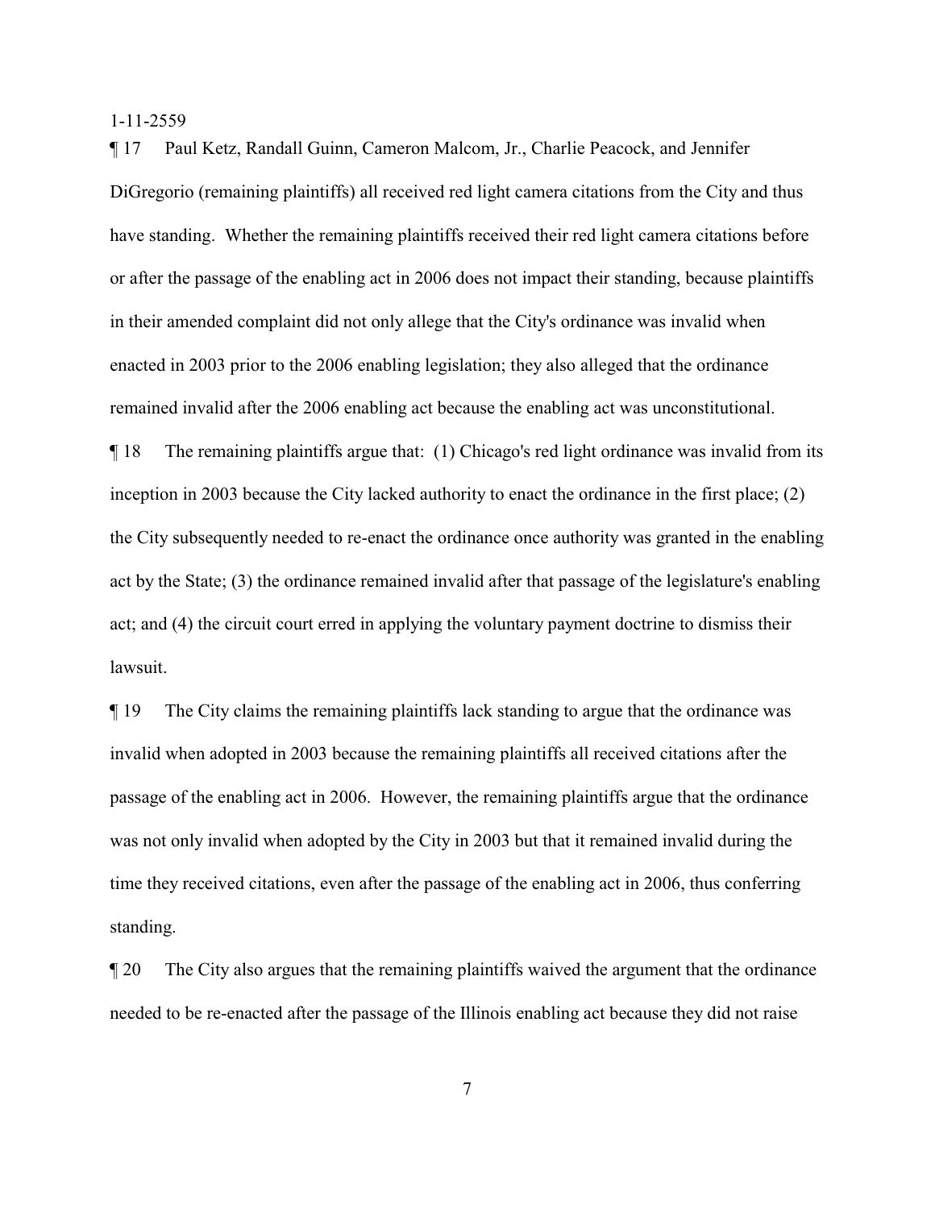¶ 17 Paul Ketz, Randall Guinn, Cameron Malcom, Jr., Charlie Peacock, and Jennifer DiGregorio (remaining plaintiffs) all received red light camera citations from the City and thus have standing. Whether the remaining plaintiffs received their red light camera citations before or after the passage of the enabling act in 2006 does not impact their standing, because plaintiffs in their amended complaint did not only allege that the City's ordinance was invalid when enacted in 2003 prior to the 2006 enabling legislation; they also alleged that the ordinance remained invalid after the 2006 enabling act because the enabling act was unconstitutional.

¶ 18 The remaining plaintiffs argue that: (1) Chicago's red light ordinance was invalid from its inception in 2003 because the City lacked authority to enact the ordinance in the first place; (2) the City subsequently needed to re-enact the ordinance once authority was granted in the enabling act by the State; (3) the ordinance remained invalid after that passage of the legislature's enabling act; and (4) the circuit court erred in applying the voluntary payment doctrine to dismiss their lawsuit.

¶ 19 The City claims the remaining plaintiffs lack standing to argue that the ordinance was invalid when adopted in 2003 because the remaining plaintiffs all received citations after the passage of the enabling act in 2006. However, the remaining plaintiffs argue that the ordinance was not only invalid when adopted by the City in 2003 but that it remained invalid during the time they received citations, even after the passage of the enabling act in 2006, thus conferring standing.

¶ 20 The City also argues that the remaining plaintiffs waived the argument that the ordinance needed to be re-enacted after the passage of the Illinois enabling act because they did not raise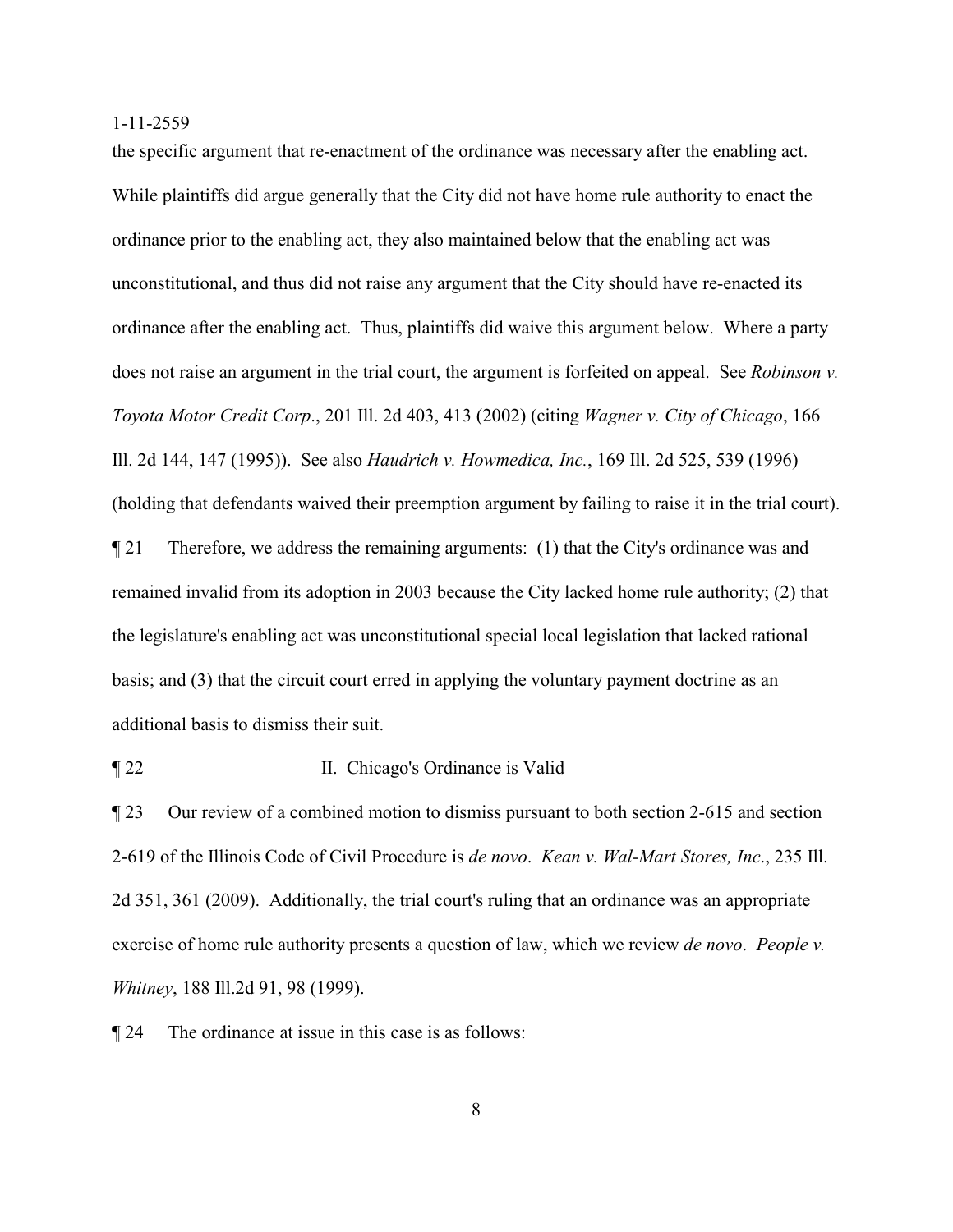the specific argument that re-enactment of the ordinance was necessary after the enabling act. While plaintiffs did argue generally that the City did not have home rule authority to enact the ordinance prior to the enabling act, they also maintained below that the enabling act was unconstitutional, and thus did not raise any argument that the City should have re-enacted its ordinance after the enabling act. Thus, plaintiffs did waive this argument below. Where a party does not raise an argument in the trial court, the argument is forfeited on appeal. See *Robinson v. Toyota Motor Credit Corp*., 201 Ill. 2d 403, 413 (2002) (citing *Wagner v. City of Chicago*, 166 Ill. 2d 144, 147 (1995)). See also *Haudrich v. Howmedica, Inc.*, 169 Ill. 2d 525, 539 (1996) (holding that defendants waived their preemption argument by failing to raise it in the trial court).

¶ 21 Therefore, we address the remaining arguments: (1) that the City's ordinance was and remained invalid from its adoption in 2003 because the City lacked home rule authority; (2) that the legislature's enabling act was unconstitutional special local legislation that lacked rational basis; and (3) that the circuit court erred in applying the voluntary payment doctrine as an additional basis to dismiss their suit.

¶ 22 II. Chicago's Ordinance is Valid

¶ 23 Our review of a combined motion to dismiss pursuant to both section 2-615 and section 2-619 of the Illinois Code of Civil Procedure is *de novo*. *Kean v. Wal-Mart Stores, Inc*., 235 Ill. 2d 351, 361 (2009). Additionally, the trial court's ruling that an ordinance was an appropriate exercise of home rule authority presents a question of law, which we review *de novo*. *People v. Whitney*, 188 Ill.2d 91, 98 (1999).

¶ 24 The ordinance at issue in this case is as follows: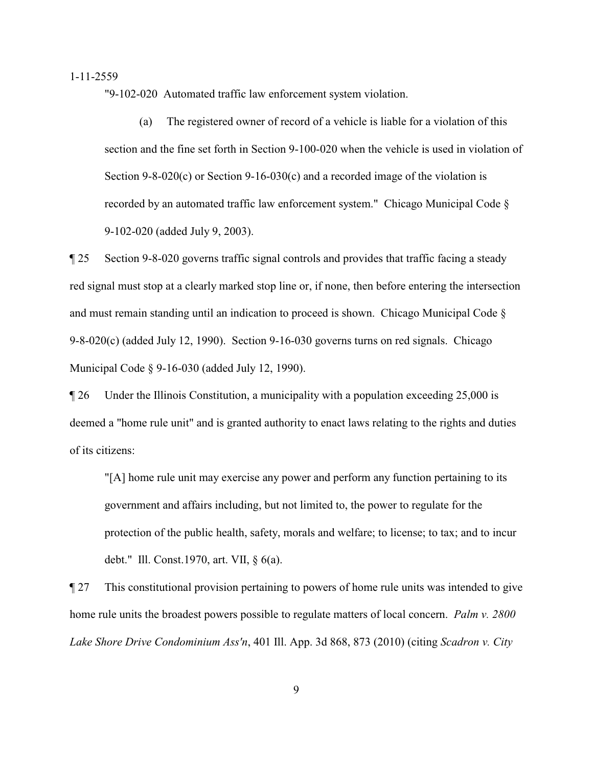> "9-102-020 Automated traffic law enforcement system violation.
>
> (a) The registered owner of record of a vehicle is liable for a violation of this section and the fine set forth in Section 9-100-020 when the vehicle is used in violation of Section 9-8-020(c) or Section 9-16-030(c) and a recorded image of the violation is recorded by an automated traffic law enforcement system." Chicago Municipal Code § 9-102-020 (added July 9, 2003).

¶ 25 Section 9-8-020 governs traffic signal controls and provides that traffic facing a steady red signal must stop at a clearly marked stop line or, if none, then before entering the intersection and must remain standing until an indication to proceed is shown. Chicago Municipal Code § 9-8-020(c) (added July 12, 1990). Section 9-16-030 governs turns on red signals. Chicago Municipal Code § 9-16-030 (added July 12, 1990).

¶ 26 Under the Illinois Constitution, a municipality with a population exceeding 25,000 is deemed a "home rule unit" and is granted authority to enact laws relating to the rights and duties of its citizens:

> "[A] home rule unit may exercise any power and perform any function pertaining to its government and affairs including, but not limited to, the power to regulate for the protection of the public health, safety, morals and welfare; to license; to tax; and to incur debt." Ill. Const.1970, art. VII, § 6(a).

¶ 27 This constitutional provision pertaining to powers of home rule units was intended to give home rule units the broadest powers possible to regulate matters of local concern. *Palm v. 2800 Lake Shore Drive Condominium Ass'n*, 401 Ill. App. 3d 868, 873 (2010) (citing *Scadron v. City*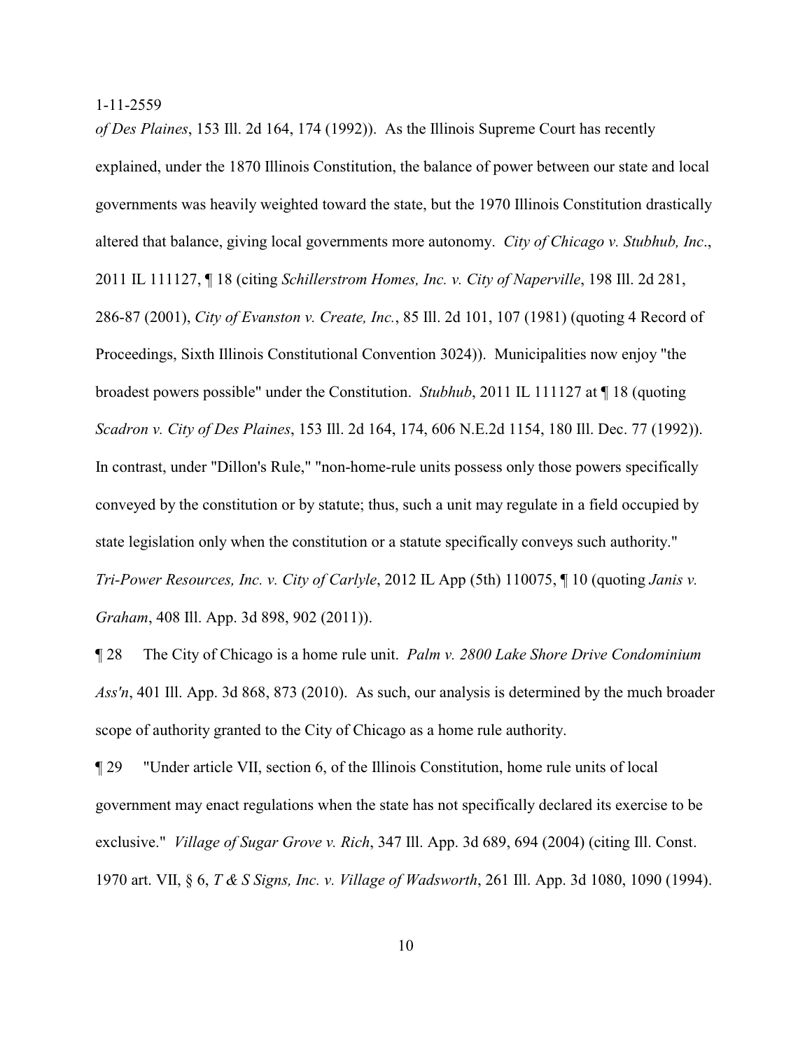*of Des Plaines*, 153 Ill. 2d 164, 174 (1992)). As the Illinois Supreme Court has recently explained, under the 1870 Illinois Constitution, the balance of power between our state and local governments was heavily weighted toward the state, but the 1970 Illinois Constitution drastically altered that balance, giving local governments more autonomy. *City of Chicago v. Stubhub, Inc*., 2011 IL 111127, ¶ 18 (citing *Schillerstrom Homes, Inc. v. City of Naperville*, 198 Ill. 2d 281, 286-87 (2001), *City of Evanston v. Create, Inc.*, 85 Ill. 2d 101, 107 (1981) (quoting 4 Record of Proceedings, Sixth Illinois Constitutional Convention 3024)). Municipalities now enjoy "the broadest powers possible" under the Constitution. *Stubhub*, 2011 IL 111127 at ¶ 18 (quoting *Scadron v. City of Des Plaines*, 153 Ill. 2d 164, 174, 606 N.E.2d 1154, 180 Ill. Dec. 77 (1992)). In contrast, under "Dillon's Rule," "non-home-rule units possess only those powers specifically conveyed by the constitution or by statute; thus, such a unit may regulate in a field occupied by state legislation only when the constitution or a statute specifically conveys such authority." *Tri-Power Resources, Inc. v. City of Carlyle*, 2012 IL App (5th) 110075, ¶ 10 (quoting *Janis v. Graham*, 408 Ill. App. 3d 898, 902 (2011)).

¶ 28 The City of Chicago is a home rule unit. *Palm v. 2800 Lake Shore Drive Condominium Ass'n*, 401 Ill. App. 3d 868, 873 (2010). As such, our analysis is determined by the much broader scope of authority granted to the City of Chicago as a home rule authority.

¶ 29 "Under article VII, section 6, of the Illinois Constitution, home rule units of local government may enact regulations when the state has not specifically declared its exercise to be exclusive." *Village of Sugar Grove v. Rich*, 347 Ill. App. 3d 689, 694 (2004) (citing Ill. Const. 1970 art. VII, § 6, *T & S Signs, Inc. v. Village of Wadsworth*, 261 Ill. App. 3d 1080, 1090 (1994).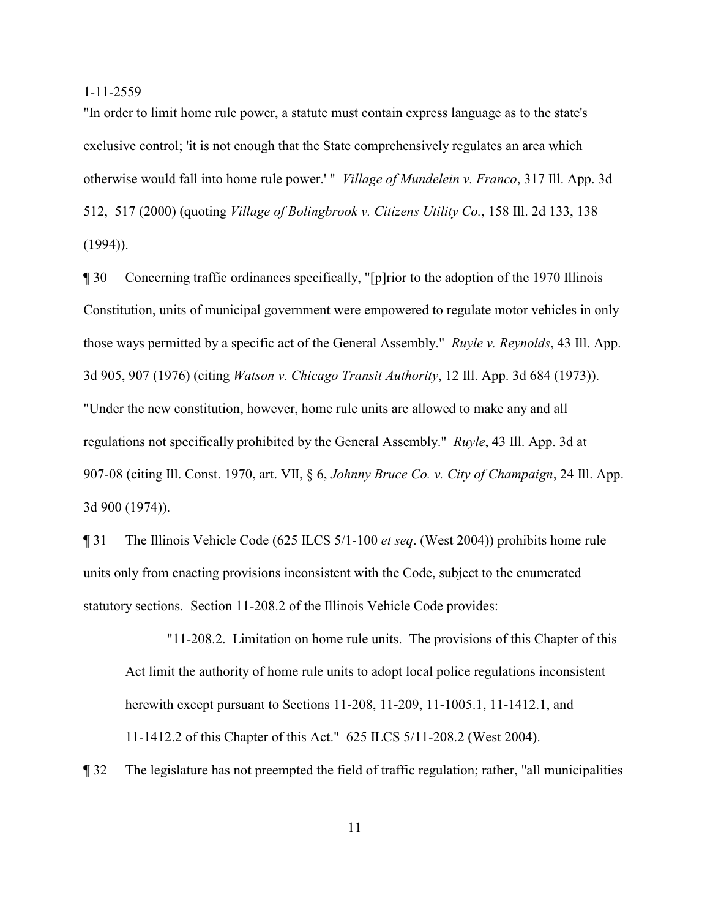"In order to limit home rule power, a statute must contain express language as to the state's exclusive control; 'it is not enough that the State comprehensively regulates an area which otherwise would fall into home rule power.' " *Village of Mundelein v. Franco*, 317 Ill. App. 3d 512, 517 (2000) (quoting *Village of Bolingbrook v. Citizens Utility Co.*, 158 Ill. 2d 133, 138 (1994)).

¶ 30 Concerning traffic ordinances specifically, "[p]rior to the adoption of the 1970 Illinois Constitution, units of municipal government were empowered to regulate motor vehicles in only those ways permitted by a specific act of the General Assembly." *Ruyle v. Reynolds*, 43 Ill. App. 3d 905, 907 (1976) (citing *Watson v. Chicago Transit Authority*, 12 Ill. App. 3d 684 (1973)). "Under the new constitution, however, home rule units are allowed to make any and all regulations not specifically prohibited by the General Assembly." *Ruyle*, 43 Ill. App. 3d at 907-08 (citing Ill. Const. 1970, art. VII, § 6, *Johnny Bruce Co. v. City of Champaign*, 24 Ill. App. 3d 900 (1974)).

¶ 31 The Illinois Vehicle Code (625 ILCS 5/1-100 *et seq*. (West 2004)) prohibits home rule units only from enacting provisions inconsistent with the Code, subject to the enumerated statutory sections. Section 11-208.2 of the Illinois Vehicle Code provides:

> "11-208.2. Limitation on home rule units. The provisions of this Chapter of this Act limit the authority of home rule units to adopt local police regulations inconsistent herewith except pursuant to Sections 11-208, 11-209, 11-1005.1, 11-1412.1, and 11-1412.2 of this Chapter of this Act." 625 ILCS 5/11-208.2 (West 2004).

¶ 32 The legislature has not preempted the field of traffic regulation; rather, "all municipalities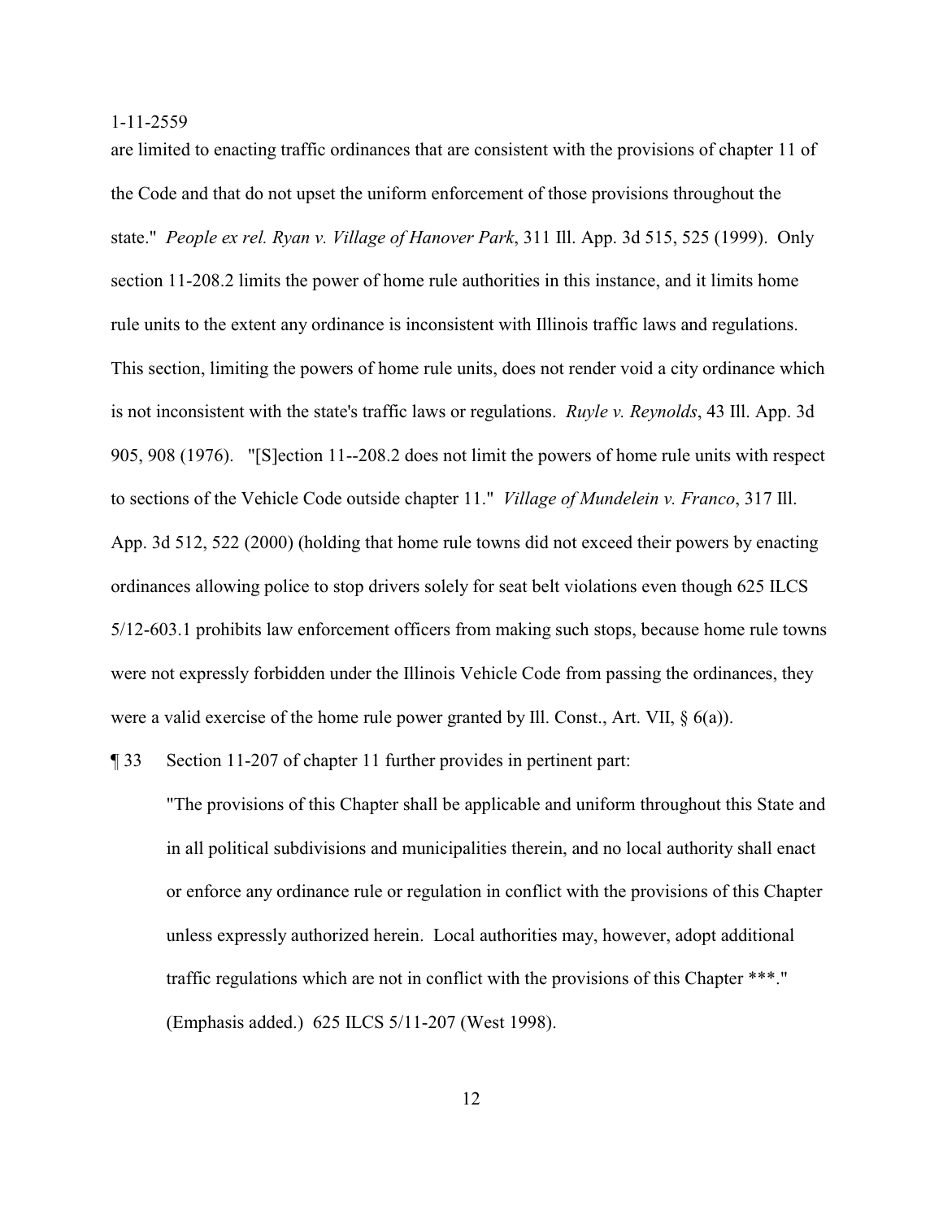are limited to enacting traffic ordinances that are consistent with the provisions of chapter 11 of the Code and that do not upset the uniform enforcement of those provisions throughout the state." *People ex rel. Ryan v. Village of Hanover Park*, 311 Ill. App. 3d 515, 525 (1999). Only section 11-208.2 limits the power of home rule authorities in this instance, and it limits home rule units to the extent any ordinance is inconsistent with Illinois traffic laws and regulations. This section, limiting the powers of home rule units, does not render void a city ordinance which is not inconsistent with the state's traffic laws or regulations. *Ruyle v. Reynolds*, 43 Ill. App. 3d 905, 908 (1976). "[S]ection 11--208.2 does not limit the powers of home rule units with respect to sections of the Vehicle Code outside chapter 11." *Village of Mundelein v. Franco*, 317 Ill. App. 3d 512, 522 (2000) (holding that home rule towns did not exceed their powers by enacting ordinances allowing police to stop drivers solely for seat belt violations even though 625 ILCS 5/12-603.1 prohibits law enforcement officers from making such stops, because home rule towns were not expressly forbidden under the Illinois Vehicle Code from passing the ordinances, they were a valid exercise of the home rule power granted by Ill. Const., Art. VII, § 6(a)).

¶ 33 Section 11-207 of chapter 11 further provides in pertinent part:

> "The provisions of this Chapter shall be applicable and uniform throughout this State and in all political subdivisions and municipalities therein, and no local authority shall enact or enforce any ordinance rule or regulation in conflict with the provisions of this Chapter unless expressly authorized herein. Local authorities may, however, adopt additional traffic regulations which are not in conflict with the provisions of this Chapter ***." (Emphasis added.) 625 ILCS 5/11-207 (West 1998).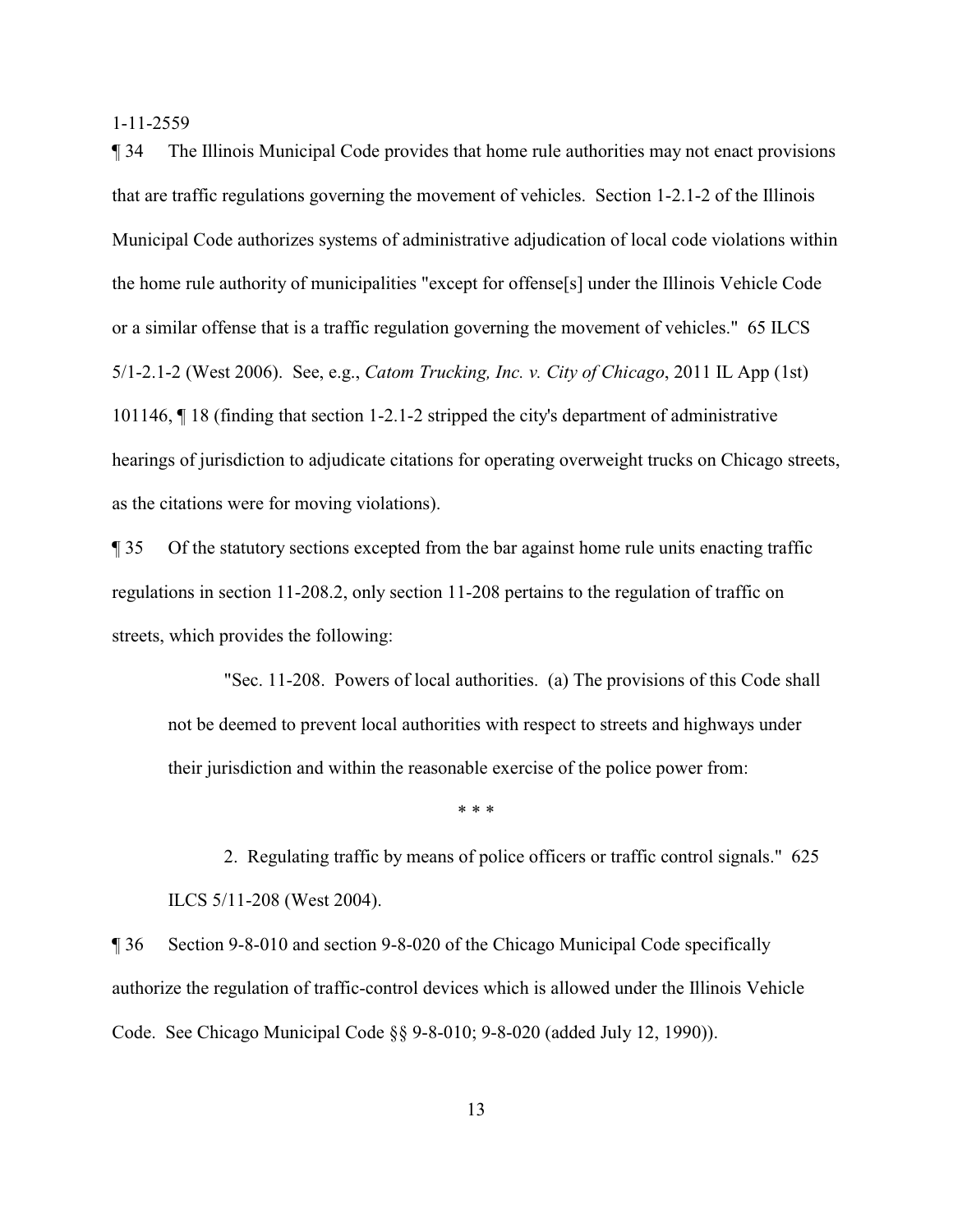¶ 34 The Illinois Municipal Code provides that home rule authorities may not enact provisions that are traffic regulations governing the movement of vehicles. Section 1-2.1-2 of the Illinois Municipal Code authorizes systems of administrative adjudication of local code violations within the home rule authority of municipalities "except for offense[s] under the Illinois Vehicle Code or a similar offense that is a traffic regulation governing the movement of vehicles." 65 ILCS 5/1-2.1-2 (West 2006). See, e.g., *Catom Trucking, Inc. v. City of Chicago*, 2011 IL App (1st) 101146, ¶ 18 (finding that section 1-2.1-2 stripped the city's department of administrative hearings of jurisdiction to adjudicate citations for operating overweight trucks on Chicago streets, as the citations were for moving violations).

¶ 35 Of the statutory sections excepted from the bar against home rule units enacting traffic regulations in section 11-208.2, only section 11-208 pertains to the regulation of traffic on streets, which provides the following:

> "Sec. 11-208. Powers of local authorities. (a) The provisions of this Code shall not be deemed to prevent local authorities with respect to streets and highways under their jurisdiction and within the reasonable exercise of the police power from:
>
> * * *
>
> 2. Regulating traffic by means of police officers or traffic control signals." 625 ILCS 5/11-208 (West 2004).

¶ 36 Section 9-8-010 and section 9-8-020 of the Chicago Municipal Code specifically authorize the regulation of traffic-control devices which is allowed under the Illinois Vehicle Code. See Chicago Municipal Code §§ 9-8-010; 9-8-020 (added July 12, 1990)).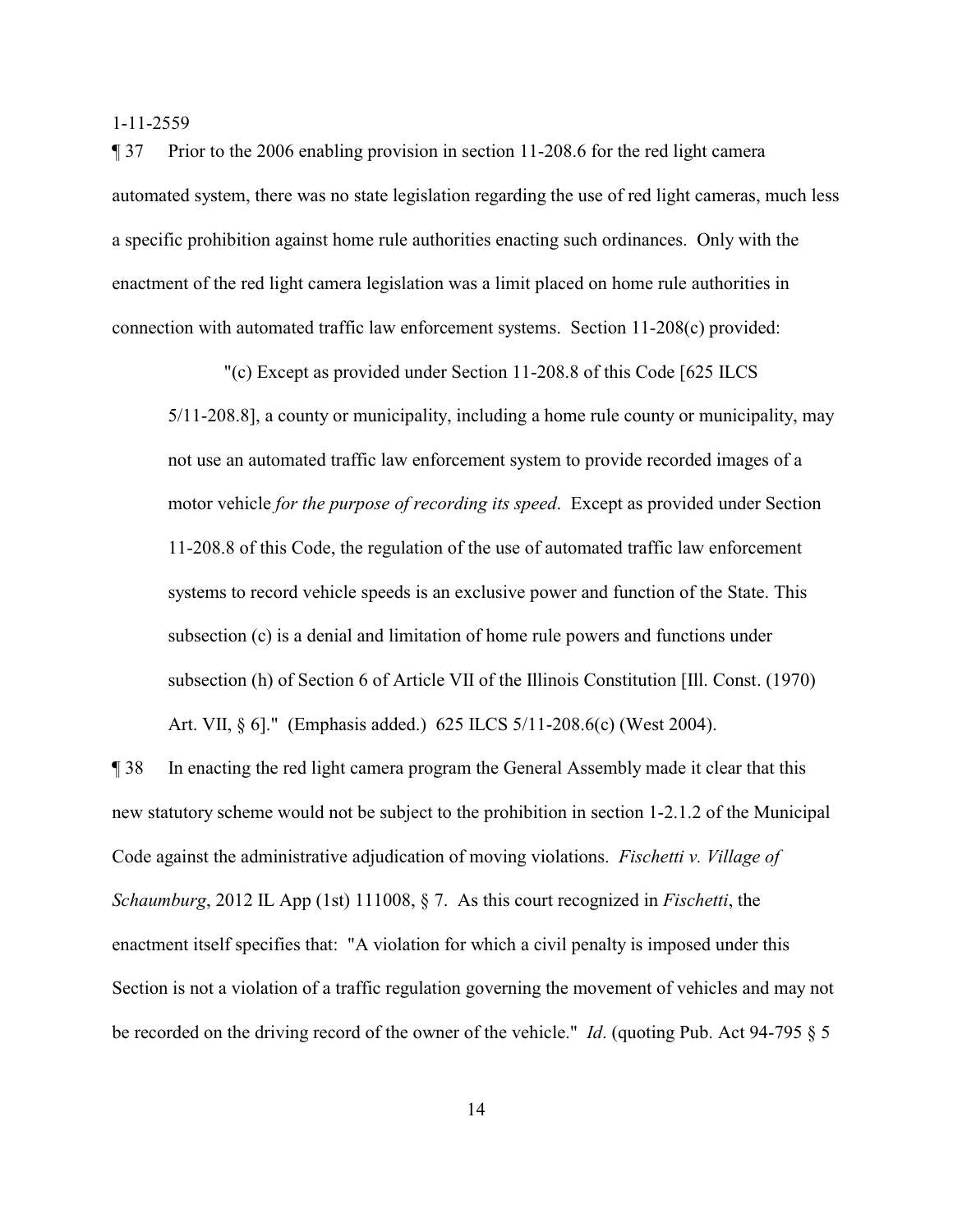¶ 37 Prior to the 2006 enabling provision in section 11-208.6 for the red light camera automated system, there was no state legislation regarding the use of red light cameras, much less a specific prohibition against home rule authorities enacting such ordinances. Only with the enactment of the red light camera legislation was a limit placed on home rule authorities in connection with automated traffic law enforcement systems. Section 11-208(c) provided:

> "(c) Except as provided under Section 11-208.8 of this Code [625 ILCS 5/11-208.8], a county or municipality, including a home rule county or municipality, may not use an automated traffic law enforcement system to provide recorded images of a motor vehicle *for the purpose of recording its speed*. Except as provided under Section 11-208.8 of this Code, the regulation of the use of automated traffic law enforcement systems to record vehicle speeds is an exclusive power and function of the State. This subsection (c) is a denial and limitation of home rule powers and functions under subsection (h) of Section 6 of Article VII of the Illinois Constitution [Ill. Const. (1970) Art. VII, § 6]." (Emphasis added.) 625 ILCS 5/11-208.6(c) (West 2004).

¶ 38 In enacting the red light camera program the General Assembly made it clear that this new statutory scheme would not be subject to the prohibition in section 1-2.1.2 of the Municipal Code against the administrative adjudication of moving violations. *Fischetti v. Village of Schaumburg*, 2012 IL App (1st) 111008, § 7. As this court recognized in *Fischetti*, the enactment itself specifies that: "A violation for which a civil penalty is imposed under this Section is not a violation of a traffic regulation governing the movement of vehicles and may not be recorded on the driving record of the owner of the vehicle." *Id*. (quoting Pub. Act 94-795 § 5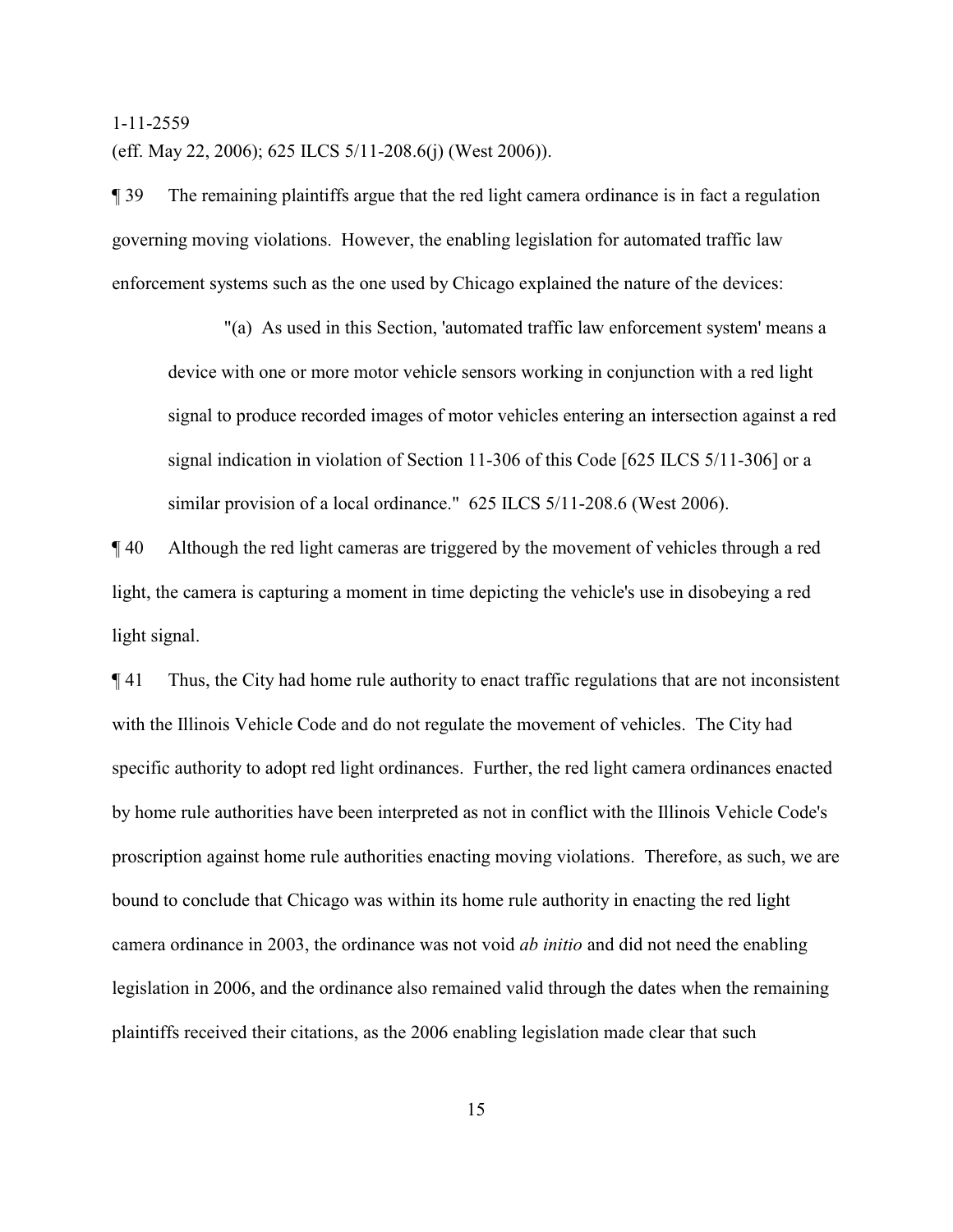(eff. May 22, 2006); 625 ILCS 5/11-208.6(j) (West 2006)).

¶ 39 The remaining plaintiffs argue that the red light camera ordinance is in fact a regulation governing moving violations. However, the enabling legislation for automated traffic law enforcement systems such as the one used by Chicago explained the nature of the devices:

> "(a) As used in this Section, 'automated traffic law enforcement system' means a device with one or more motor vehicle sensors working in conjunction with a red light signal to produce recorded images of motor vehicles entering an intersection against a red signal indication in violation of Section 11-306 of this Code [625 ILCS 5/11-306] or a similar provision of a local ordinance." 625 ILCS 5/11-208.6 (West 2006).

¶ 40 Although the red light cameras are triggered by the movement of vehicles through a red light, the camera is capturing a moment in time depicting the vehicle's use in disobeying a red light signal.

¶ 41 Thus, the City had home rule authority to enact traffic regulations that are not inconsistent with the Illinois Vehicle Code and do not regulate the movement of vehicles. The City had specific authority to adopt red light ordinances. Further, the red light camera ordinances enacted by home rule authorities have been interpreted as not in conflict with the Illinois Vehicle Code's proscription against home rule authorities enacting moving violations. Therefore, as such, we are bound to conclude that Chicago was within its home rule authority in enacting the red light camera ordinance in 2003, the ordinance was not void *ab initio* and did not need the enabling legislation in 2006, and the ordinance also remained valid through the dates when the remaining plaintiffs received their citations, as the 2006 enabling legislation made clear that such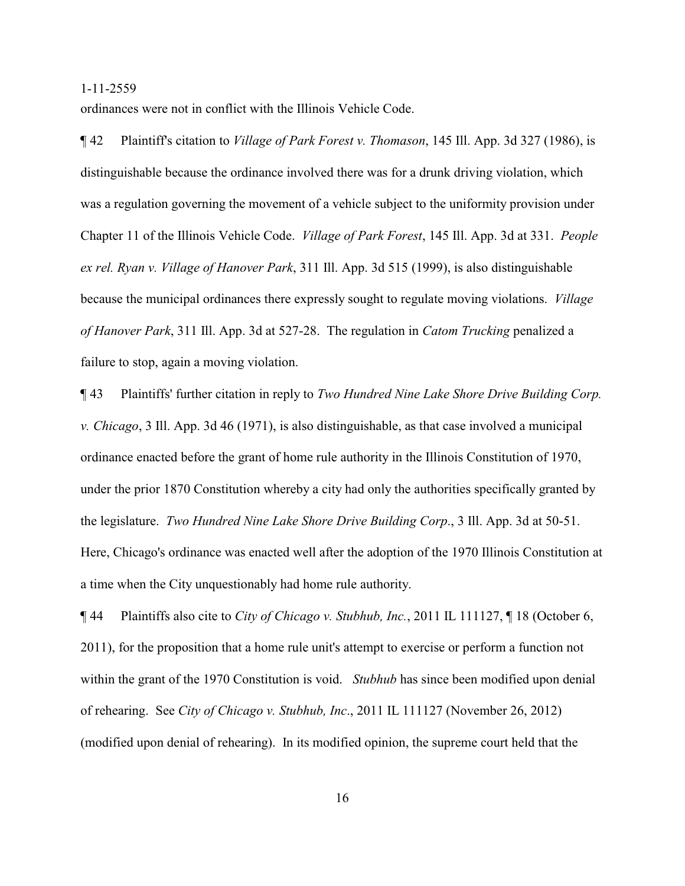ordinances were not in conflict with the Illinois Vehicle Code.

¶ 42 Plaintiff's citation to *Village of Park Forest v. Thomason*, 145 Ill. App. 3d 327 (1986), is distinguishable because the ordinance involved there was for a drunk driving violation, which was a regulation governing the movement of a vehicle subject to the uniformity provision under Chapter 11 of the Illinois Vehicle Code. *Village of Park Forest*, 145 Ill. App. 3d at 331. *People ex rel. Ryan v. Village of Hanover Park*, 311 Ill. App. 3d 515 (1999), is also distinguishable because the municipal ordinances there expressly sought to regulate moving violations. *Village of Hanover Park*, 311 Ill. App. 3d at 527-28. The regulation in *Catom Trucking* penalized a failure to stop, again a moving violation.

¶ 43 Plaintiffs' further citation in reply to *Two Hundred Nine Lake Shore Drive Building Corp. v. Chicago*, 3 Ill. App. 3d 46 (1971), is also distinguishable, as that case involved a municipal ordinance enacted before the grant of home rule authority in the Illinois Constitution of 1970, under the prior 1870 Constitution whereby a city had only the authorities specifically granted by the legislature. *Two Hundred Nine Lake Shore Drive Building Corp*., 3 Ill. App. 3d at 50-51. Here, Chicago's ordinance was enacted well after the adoption of the 1970 Illinois Constitution at a time when the City unquestionably had home rule authority.

¶ 44 Plaintiffs also cite to *City of Chicago v. Stubhub, Inc.*, 2011 IL 111127, ¶ 18 (October 6, 2011), for the proposition that a home rule unit's attempt to exercise or perform a function not within the grant of the 1970 Constitution is void. *Stubhub* has since been modified upon denial of rehearing. See *City of Chicago v. Stubhub, Inc*., 2011 IL 111127 (November 26, 2012) (modified upon denial of rehearing). In its modified opinion, the supreme court held that the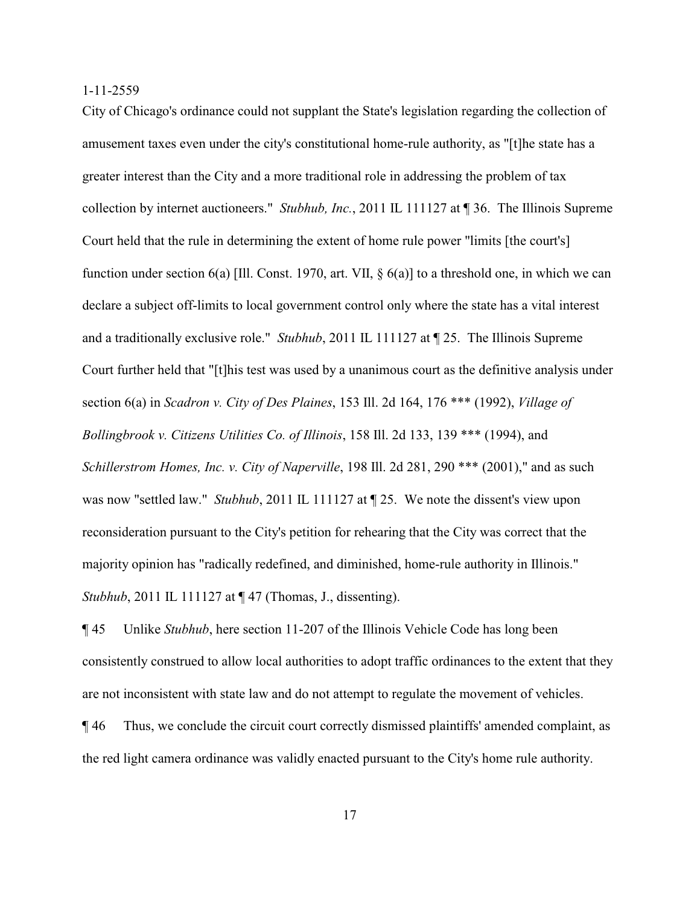City of Chicago's ordinance could not supplant the State's legislation regarding the collection of amusement taxes even under the city's constitutional home-rule authority, as "[t]he state has a greater interest than the City and a more traditional role in addressing the problem of tax collection by internet auctioneers." *Stubhub, Inc.*, 2011 IL 111127 at ¶ 36. The Illinois Supreme Court held that the rule in determining the extent of home rule power "limits [the court's] function under section 6(a) [Ill. Const. 1970, art. VII, § 6(a)] to a threshold one, in which we can declare a subject off-limits to local government control only where the state has a vital interest and a traditionally exclusive role." *Stubhub*, 2011 IL 111127 at ¶ 25. The Illinois Supreme Court further held that "[t]his test was used by a unanimous court as the definitive analysis under section 6(a) in *Scadron v. City of Des Plaines*, 153 Ill. 2d 164, 176 *** (1992), *Village of Bollingbrook v. Citizens Utilities Co. of Illinois*, 158 Ill. 2d 133, 139 *** (1994), and *Schillerstrom Homes, Inc. v. City of Naperville*, 198 Ill. 2d 281, 290 *** (2001)," and as such was now "settled law." *Stubhub*, 2011 IL 111127 at ¶ 25. We note the dissent's view upon reconsideration pursuant to the City's petition for rehearing that the City was correct that the majority opinion has "radically redefined, and diminished, home-rule authority in Illinois." *Stubhub*, 2011 IL 111127 at ¶ 47 (Thomas, J., dissenting).

¶ 45 Unlike *Stubhub*, here section 11-207 of the Illinois Vehicle Code has long been consistently construed to allow local authorities to adopt traffic ordinances to the extent that they are not inconsistent with state law and do not attempt to regulate the movement of vehicles.

¶ 46 Thus, we conclude the circuit court correctly dismissed plaintiffs' amended complaint, as the red light camera ordinance was validly enacted pursuant to the City's home rule authority.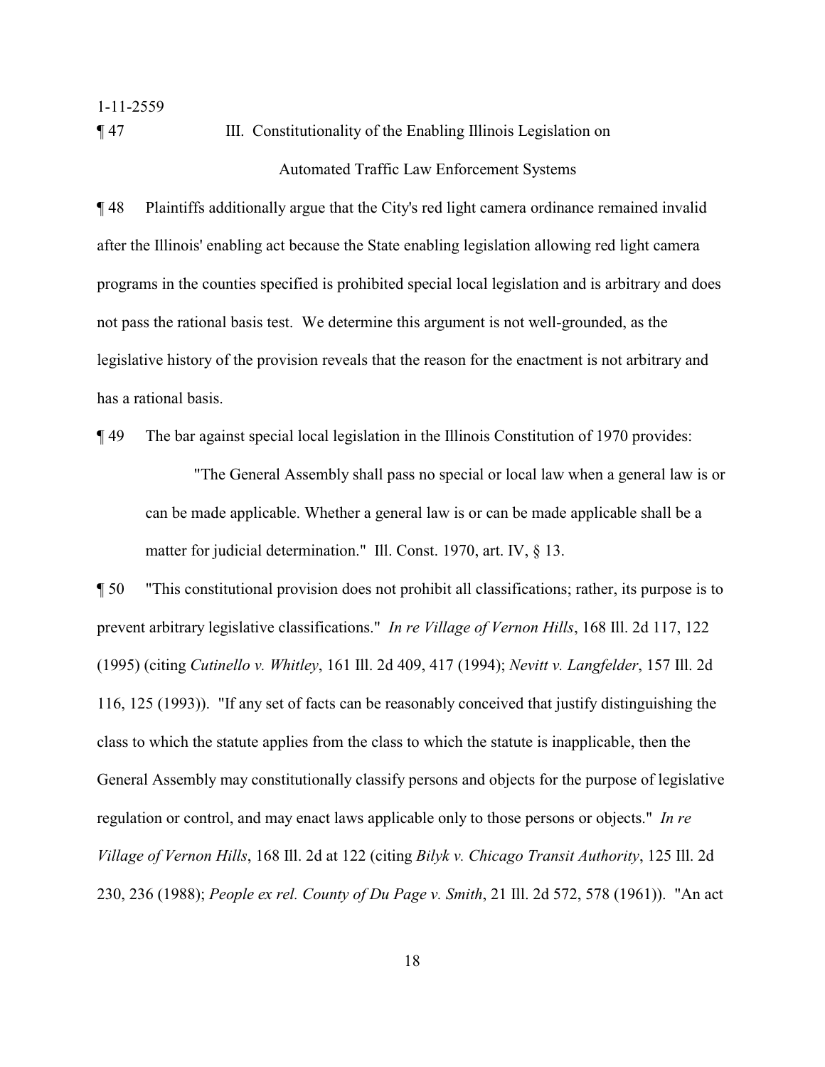¶ 47 III. Constitutionality of the Enabling Illinois Legislation on Automated Traffic Law Enforcement Systems

¶ 48 Plaintiffs additionally argue that the City's red light camera ordinance remained invalid after the Illinois' enabling act because the State enabling legislation allowing red light camera programs in the counties specified is prohibited special local legislation and is arbitrary and does not pass the rational basis test. We determine this argument is not well-grounded, as the legislative history of the provision reveals that the reason for the enactment is not arbitrary and has a rational basis.

¶ 49 The bar against special local legislation in the Illinois Constitution of 1970 provides:

> "The General Assembly shall pass no special or local law when a general law is or can be made applicable. Whether a general law is or can be made applicable shall be a matter for judicial determination." Ill. Const. 1970, art. IV, § 13.

¶ 50 "This constitutional provision does not prohibit all classifications; rather, its purpose is to prevent arbitrary legislative classifications." *In re Village of Vernon Hills*, 168 Ill. 2d 117, 122 (1995) (citing *Cutinello v. Whitley*, 161 Ill. 2d 409, 417 (1994); *Nevitt v. Langfelder*, 157 Ill. 2d 116, 125 (1993)). "If any set of facts can be reasonably conceived that justify distinguishing the class to which the statute applies from the class to which the statute is inapplicable, then the General Assembly may constitutionally classify persons and objects for the purpose of legislative regulation or control, and may enact laws applicable only to those persons or objects." *In re Village of Vernon Hills*, 168 Ill. 2d at 122 (citing *Bilyk v. Chicago Transit Authority*, 125 Ill. 2d 230, 236 (1988); *People ex rel. County of Du Page v. Smith*, 21 Ill. 2d 572, 578 (1961)). "An act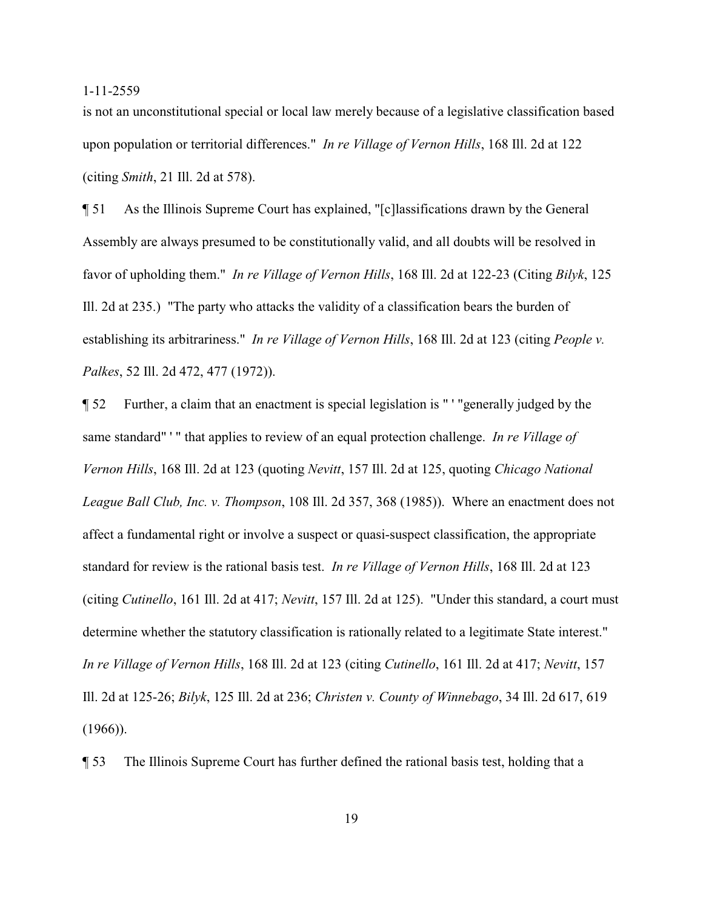is not an unconstitutional special or local law merely because of a legislative classification based upon population or territorial differences." *In re Village of Vernon Hills*, 168 Ill. 2d at 122 (citing *Smith*, 21 Ill. 2d at 578).

¶ 51 As the Illinois Supreme Court has explained, "[c]lassifications drawn by the General Assembly are always presumed to be constitutionally valid, and all doubts will be resolved in favor of upholding them." *In re Village of Vernon Hills*, 168 Ill. 2d at 122-23 (Citing *Bilyk*, 125 Ill. 2d at 235.) "The party who attacks the validity of a classification bears the burden of establishing its arbitrariness." *In re Village of Vernon Hills*, 168 Ill. 2d at 123 (citing *People v. Palkes*, 52 Ill. 2d 472, 477 (1972)).

¶ 52 Further, a claim that an enactment is special legislation is " ' "generally judged by the same standard" ' " that applies to review of an equal protection challenge. *In re Village of Vernon Hills*, 168 Ill. 2d at 123 (quoting *Nevitt*, 157 Ill. 2d at 125, quoting *Chicago National League Ball Club, Inc. v. Thompson*, 108 Ill. 2d 357, 368 (1985)). Where an enactment does not affect a fundamental right or involve a suspect or quasi-suspect classification, the appropriate standard for review is the rational basis test. *In re Village of Vernon Hills*, 168 Ill. 2d at 123 (citing *Cutinello*, 161 Ill. 2d at 417; *Nevitt*, 157 Ill. 2d at 125). "Under this standard, a court must determine whether the statutory classification is rationally related to a legitimate State interest." *In re Village of Vernon Hills*, 168 Ill. 2d at 123 (citing *Cutinello*, 161 Ill. 2d at 417; *Nevitt*, 157 Ill. 2d at 125-26; *Bilyk*, 125 Ill. 2d at 236; *Christen v. County of Winnebago*, 34 Ill. 2d 617, 619 (1966)).

¶ 53 The Illinois Supreme Court has further defined the rational basis test, holding that a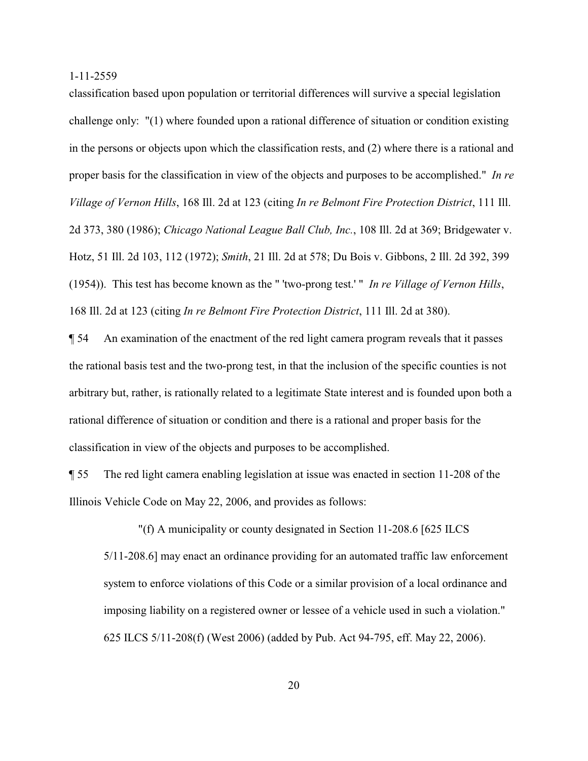classification based upon population or territorial differences will survive a special legislation challenge only: "(1) where founded upon a rational difference of situation or condition existing in the persons or objects upon which the classification rests, and (2) where there is a rational and proper basis for the classification in view of the objects and purposes to be accomplished." *In re Village of Vernon Hills*, 168 Ill. 2d at 123 (citing *In re Belmont Fire Protection District*, 111 Ill. 2d 373, 380 (1986); *Chicago National League Ball Club, Inc.*, 108 Ill. 2d at 369; Bridgewater v. Hotz, 51 Ill. 2d 103, 112 (1972); *Smith*, 21 Ill. 2d at 578; Du Bois v. Gibbons, 2 Ill. 2d 392, 399 (1954)). This test has become known as the " 'two-prong test.' " *In re Village of Vernon Hills*, 168 Ill. 2d at 123 (citing *In re Belmont Fire Protection District*, 111 Ill. 2d at 380).

¶ 54 An examination of the enactment of the red light camera program reveals that it passes the rational basis test and the two-prong test, in that the inclusion of the specific counties is not arbitrary but, rather, is rationally related to a legitimate State interest and is founded upon both a rational difference of situation or condition and there is a rational and proper basis for the classification in view of the objects and purposes to be accomplished.

¶ 55 The red light camera enabling legislation at issue was enacted in section 11-208 of the Illinois Vehicle Code on May 22, 2006, and provides as follows:

> "(f) A municipality or county designated in Section 11-208.6 [625 ILCS 5/11-208.6] may enact an ordinance providing for an automated traffic law enforcement system to enforce violations of this Code or a similar provision of a local ordinance and imposing liability on a registered owner or lessee of a vehicle used in such a violation." 625 ILCS 5/11-208(f) (West 2006) (added by Pub. Act 94-795, eff. May 22, 2006).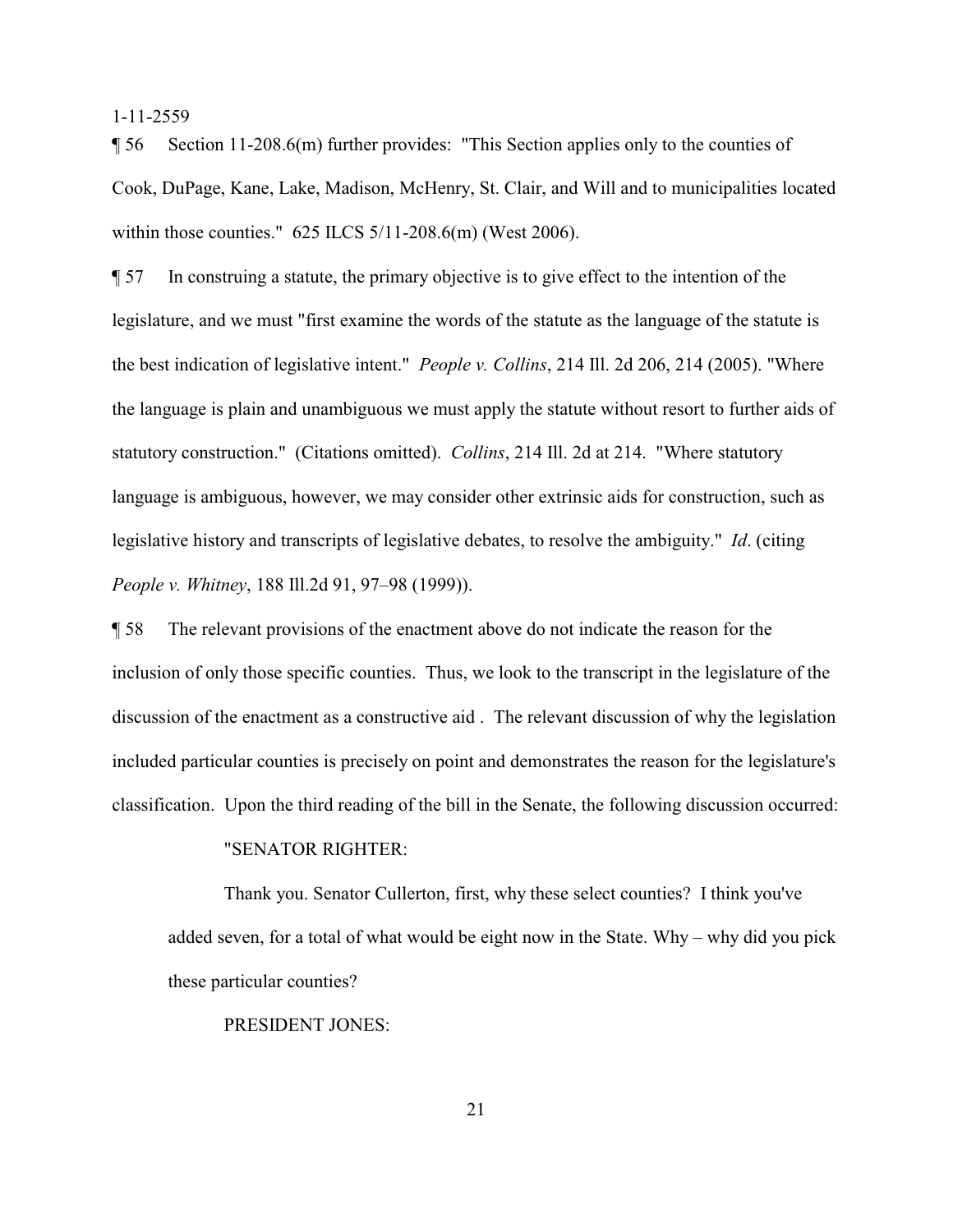¶ 56 Section 11-208.6(m) further provides: "This Section applies only to the counties of Cook, DuPage, Kane, Lake, Madison, McHenry, St. Clair, and Will and to municipalities located within those counties." 625 ILCS 5/11-208.6(m) (West 2006).

¶ 57 In construing a statute, the primary objective is to give effect to the intention of the legislature, and we must "first examine the words of the statute as the language of the statute is the best indication of legislative intent." *People v. Collins*, 214 Ill. 2d 206, 214 (2005). "Where the language is plain and unambiguous we must apply the statute without resort to further aids of statutory construction." (Citations omitted). *Collins*, 214 Ill. 2d at 214. "Where statutory language is ambiguous, however, we may consider other extrinsic aids for construction, such as legislative history and transcripts of legislative debates, to resolve the ambiguity." *Id*. (citing *People v. Whitney*, 188 Ill.2d 91, 97–98 (1999)).

¶ 58 The relevant provisions of the enactment above do not indicate the reason for the inclusion of only those specific counties. Thus, we look to the transcript in the legislature of the discussion of the enactment as a constructive aid . The relevant discussion of why the legislation included particular counties is precisely on point and demonstrates the reason for the legislature's classification. Upon the third reading of the bill in the Senate, the following discussion occurred:

> "SENATOR RIGHTER:
>
> Thank you. Senator Cullerton, first, why these select counties? I think you've added seven, for a total of what would be eight now in the State. Why – why did you pick these particular counties?
>
> PRESIDENT JONES: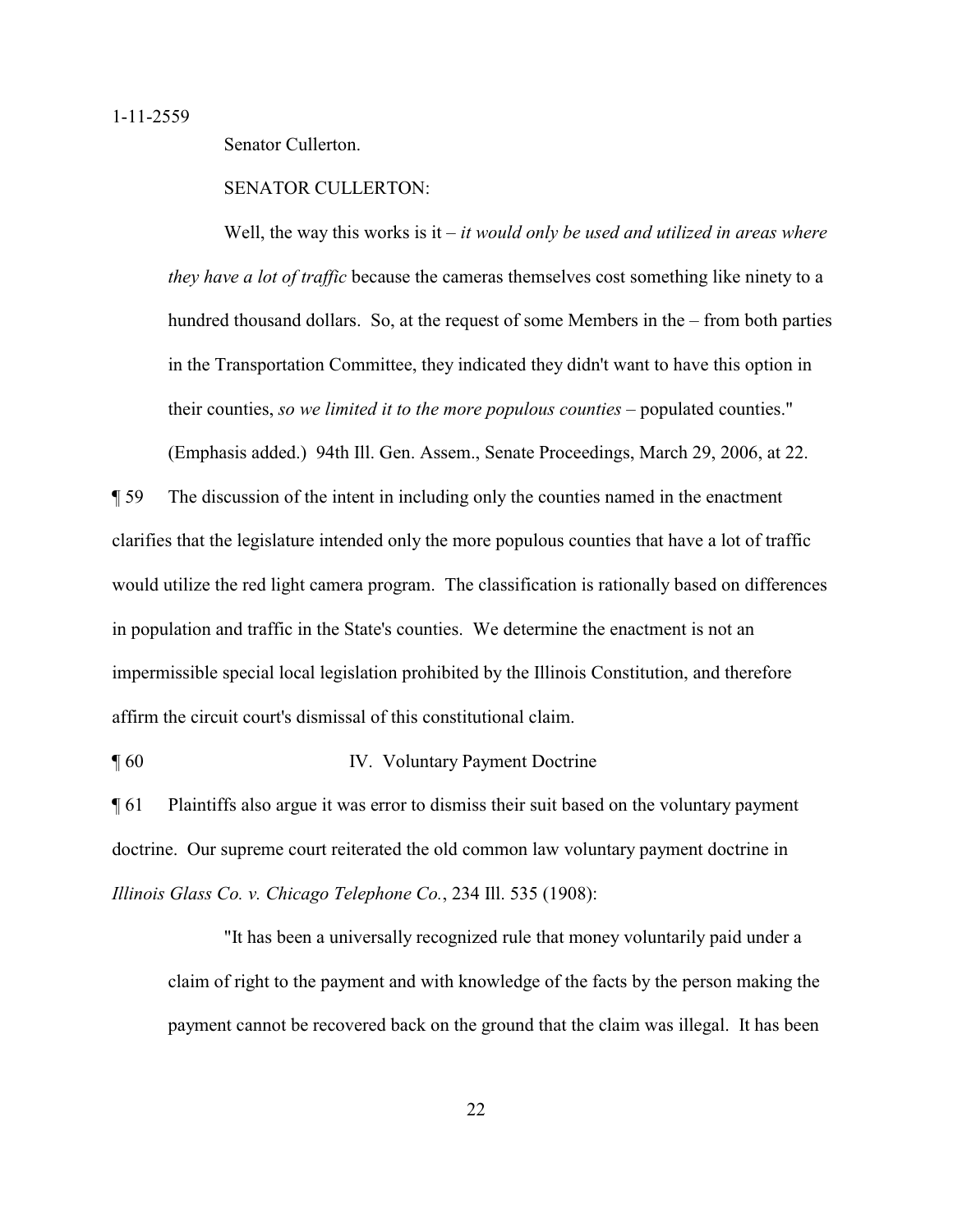Senator Cullerton.

SENATOR CULLERTON:

> Well, the way this works is it – *it would only be used and utilized in areas where they have a lot of traffic* because the cameras themselves cost something like ninety to a hundred thousand dollars. So, at the request of some Members in the – from both parties in the Transportation Committee, they indicated they didn't want to have this option in their counties, *so we limited it to the more populous counties* – populated counties." (Emphasis added.) 94th Ill. Gen. Assem., Senate Proceedings, March 29, 2006, at 22.

¶ 59 The discussion of the intent in including only the counties named in the enactment clarifies that the legislature intended only the more populous counties that have a lot of traffic would utilize the red light camera program. The classification is rationally based on differences in population and traffic in the State's counties. We determine the enactment is not an impermissible special local legislation prohibited by the Illinois Constitution, and therefore affirm the circuit court's dismissal of this constitutional claim.

¶ 60 IV. Voluntary Payment Doctrine

¶ 61 Plaintiffs also argue it was error to dismiss their suit based on the voluntary payment doctrine. Our supreme court reiterated the old common law voluntary payment doctrine in *Illinois Glass Co. v. Chicago Telephone Co.*, 234 Ill. 535 (1908):

> "It has been a universally recognized rule that money voluntarily paid under a claim of right to the payment and with knowledge of the facts by the person making the payment cannot be recovered back on the ground that the claim was illegal. It has been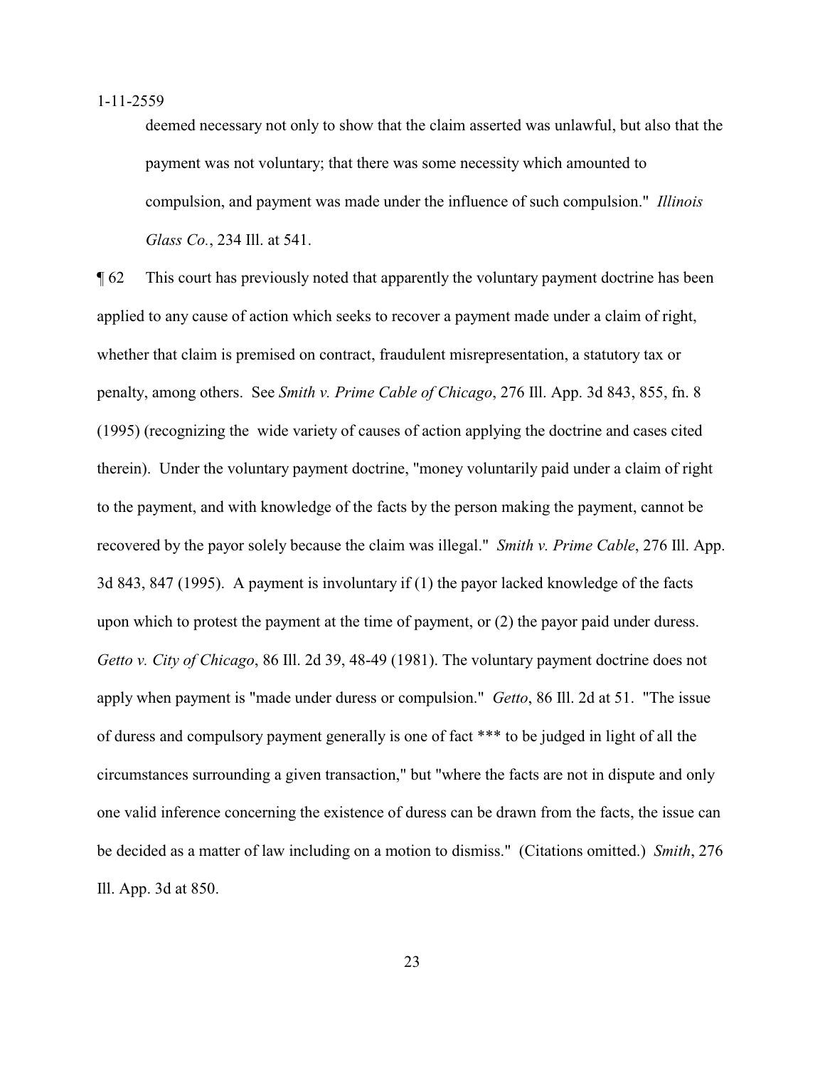> deemed necessary not only to show that the claim asserted was unlawful, but also that the payment was not voluntary; that there was some necessity which amounted to compulsion, and payment was made under the influence of such compulsion." *Illinois Glass Co.*, 234 Ill. at 541.

¶ 62 This court has previously noted that apparently the voluntary payment doctrine has been applied to any cause of action which seeks to recover a payment made under a claim of right, whether that claim is premised on contract, fraudulent misrepresentation, a statutory tax or penalty, among others. See *Smith v. Prime Cable of Chicago*, 276 Ill. App. 3d 843, 855, fn. 8 (1995) (recognizing the wide variety of causes of action applying the doctrine and cases cited therein). Under the voluntary payment doctrine, "money voluntarily paid under a claim of right to the payment, and with knowledge of the facts by the person making the payment, cannot be recovered by the payor solely because the claim was illegal." *Smith v. Prime Cable*, 276 Ill. App. 3d 843, 847 (1995). A payment is involuntary if (1) the payor lacked knowledge of the facts upon which to protest the payment at the time of payment, or (2) the payor paid under duress. *Getto v. City of Chicago*, 86 Ill. 2d 39, 48-49 (1981). The voluntary payment doctrine does not apply when payment is "made under duress or compulsion." *Getto*, 86 Ill. 2d at 51. "The issue of duress and compulsory payment generally is one of fact *** to be judged in light of all the circumstances surrounding a given transaction," but "where the facts are not in dispute and only one valid inference concerning the existence of duress can be drawn from the facts, the issue can be decided as a matter of law including on a motion to dismiss." (Citations omitted.) *Smith*, 276 Ill. App. 3d at 850.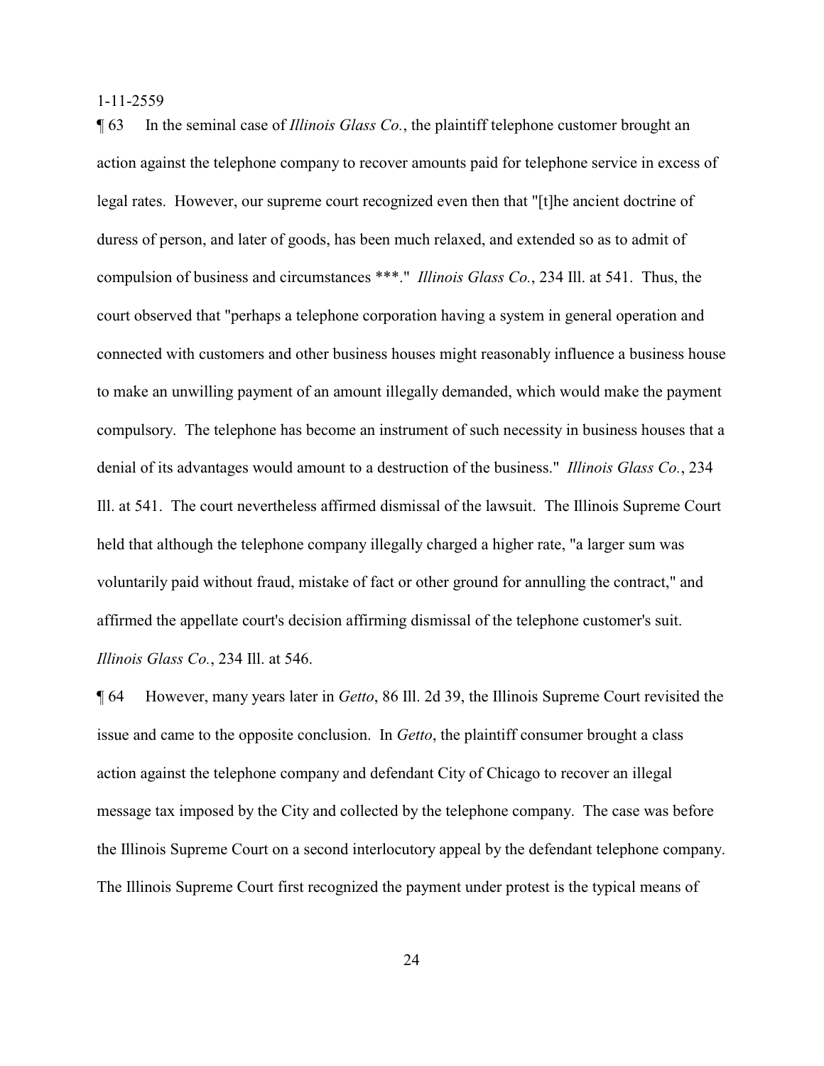¶ 63 In the seminal case of *Illinois Glass Co.*, the plaintiff telephone customer brought an action against the telephone company to recover amounts paid for telephone service in excess of legal rates. However, our supreme court recognized even then that "[t]he ancient doctrine of duress of person, and later of goods, has been much relaxed, and extended so as to admit of compulsion of business and circumstances ***." *Illinois Glass Co.*, 234 Ill. at 541. Thus, the court observed that "perhaps a telephone corporation having a system in general operation and connected with customers and other business houses might reasonably influence a business house to make an unwilling payment of an amount illegally demanded, which would make the payment compulsory. The telephone has become an instrument of such necessity in business houses that a denial of its advantages would amount to a destruction of the business." *Illinois Glass Co.*, 234 Ill. at 541. The court nevertheless affirmed dismissal of the lawsuit. The Illinois Supreme Court held that although the telephone company illegally charged a higher rate, "a larger sum was voluntarily paid without fraud, mistake of fact or other ground for annulling the contract," and affirmed the appellate court's decision affirming dismissal of the telephone customer's suit. *Illinois Glass Co.*, 234 Ill. at 546.

¶ 64 However, many years later in *Getto*, 86 Ill. 2d 39, the Illinois Supreme Court revisited the issue and came to the opposite conclusion. In *Getto*, the plaintiff consumer brought a class action against the telephone company and defendant City of Chicago to recover an illegal message tax imposed by the City and collected by the telephone company. The case was before the Illinois Supreme Court on a second interlocutory appeal by the defendant telephone company. The Illinois Supreme Court first recognized the payment under protest is the typical means of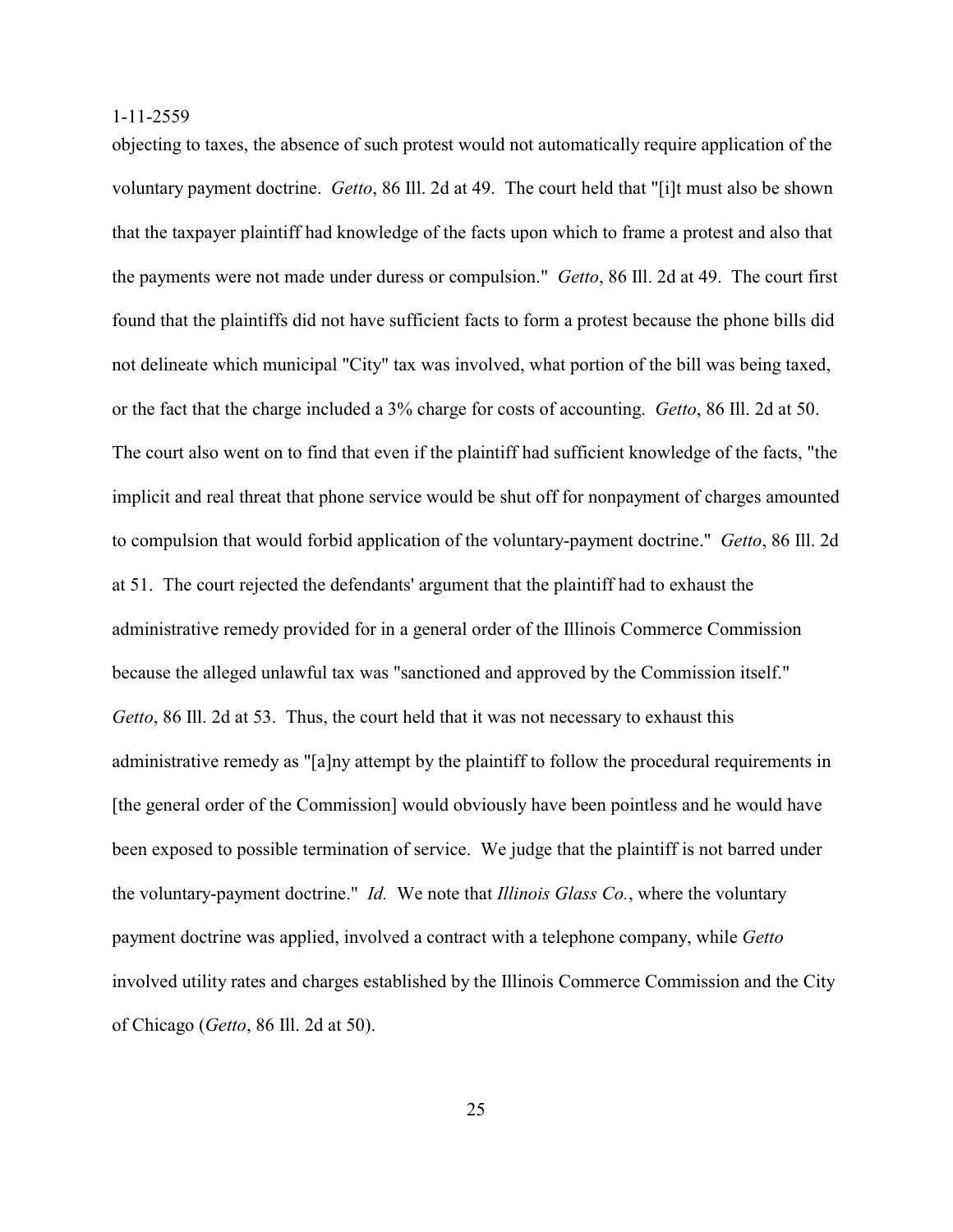objecting to taxes, the absence of such protest would not automatically require application of the voluntary payment doctrine. *Getto*, 86 Ill. 2d at 49. The court held that "[i]t must also be shown that the taxpayer plaintiff had knowledge of the facts upon which to frame a protest and also that the payments were not made under duress or compulsion." *Getto*, 86 Ill. 2d at 49. The court first found that the plaintiffs did not have sufficient facts to form a protest because the phone bills did not delineate which municipal "City" tax was involved, what portion of the bill was being taxed, or the fact that the charge included a 3% charge for costs of accounting. *Getto*, 86 Ill. 2d at 50. The court also went on to find that even if the plaintiff had sufficient knowledge of the facts, "the implicit and real threat that phone service would be shut off for nonpayment of charges amounted to compulsion that would forbid application of the voluntary-payment doctrine." *Getto*, 86 Ill. 2d at 51. The court rejected the defendants' argument that the plaintiff had to exhaust the administrative remedy provided for in a general order of the Illinois Commerce Commission because the alleged unlawful tax was "sanctioned and approved by the Commission itself." *Getto*, 86 Ill. 2d at 53. Thus, the court held that it was not necessary to exhaust this administrative remedy as "[a]ny attempt by the plaintiff to follow the procedural requirements in [the general order of the Commission] would obviously have been pointless and he would have been exposed to possible termination of service. We judge that the plaintiff is not barred under the voluntary-payment doctrine." *Id.* We note that *Illinois Glass Co.*, where the voluntary payment doctrine was applied, involved a contract with a telephone company, while *Getto* involved utility rates and charges established by the Illinois Commerce Commission and the City of Chicago (*Getto*, 86 Ill. 2d at 50).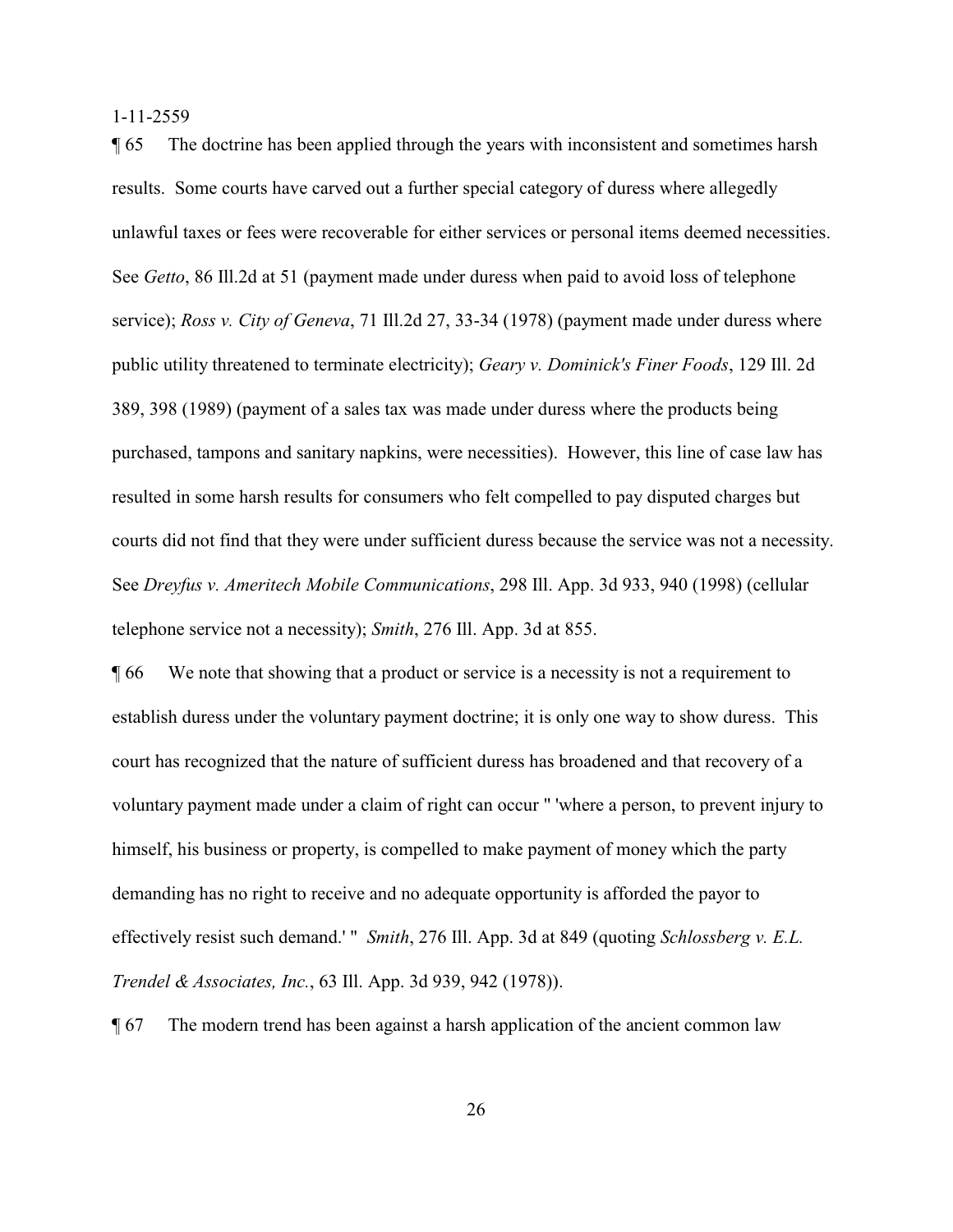¶ 65 The doctrine has been applied through the years with inconsistent and sometimes harsh results. Some courts have carved out a further special category of duress where allegedly unlawful taxes or fees were recoverable for either services or personal items deemed necessities. See *Getto*, 86 Ill.2d at 51 (payment made under duress when paid to avoid loss of telephone service); *Ross v. City of Geneva*, 71 Ill.2d 27, 33-34 (1978) (payment made under duress where public utility threatened to terminate electricity); *Geary v. Dominick's Finer Foods*, 129 Ill. 2d 389, 398 (1989) (payment of a sales tax was made under duress where the products being purchased, tampons and sanitary napkins, were necessities). However, this line of case law has resulted in some harsh results for consumers who felt compelled to pay disputed charges but courts did not find that they were under sufficient duress because the service was not a necessity. See *Dreyfus v. Ameritech Mobile Communications*, 298 Ill. App. 3d 933, 940 (1998) (cellular telephone service not a necessity); *Smith*, 276 Ill. App. 3d at 855.

¶ 66 We note that showing that a product or service is a necessity is not a requirement to establish duress under the voluntary payment doctrine; it is only one way to show duress. This court has recognized that the nature of sufficient duress has broadened and that recovery of a voluntary payment made under a claim of right can occur " 'where a person, to prevent injury to himself, his business or property, is compelled to make payment of money which the party demanding has no right to receive and no adequate opportunity is afforded the payor to effectively resist such demand.' " *Smith*, 276 Ill. App. 3d at 849 (quoting *Schlossberg v. E.L. Trendel & Associates, Inc.*, 63 Ill. App. 3d 939, 942 (1978)).

¶ 67 The modern trend has been against a harsh application of the ancient common law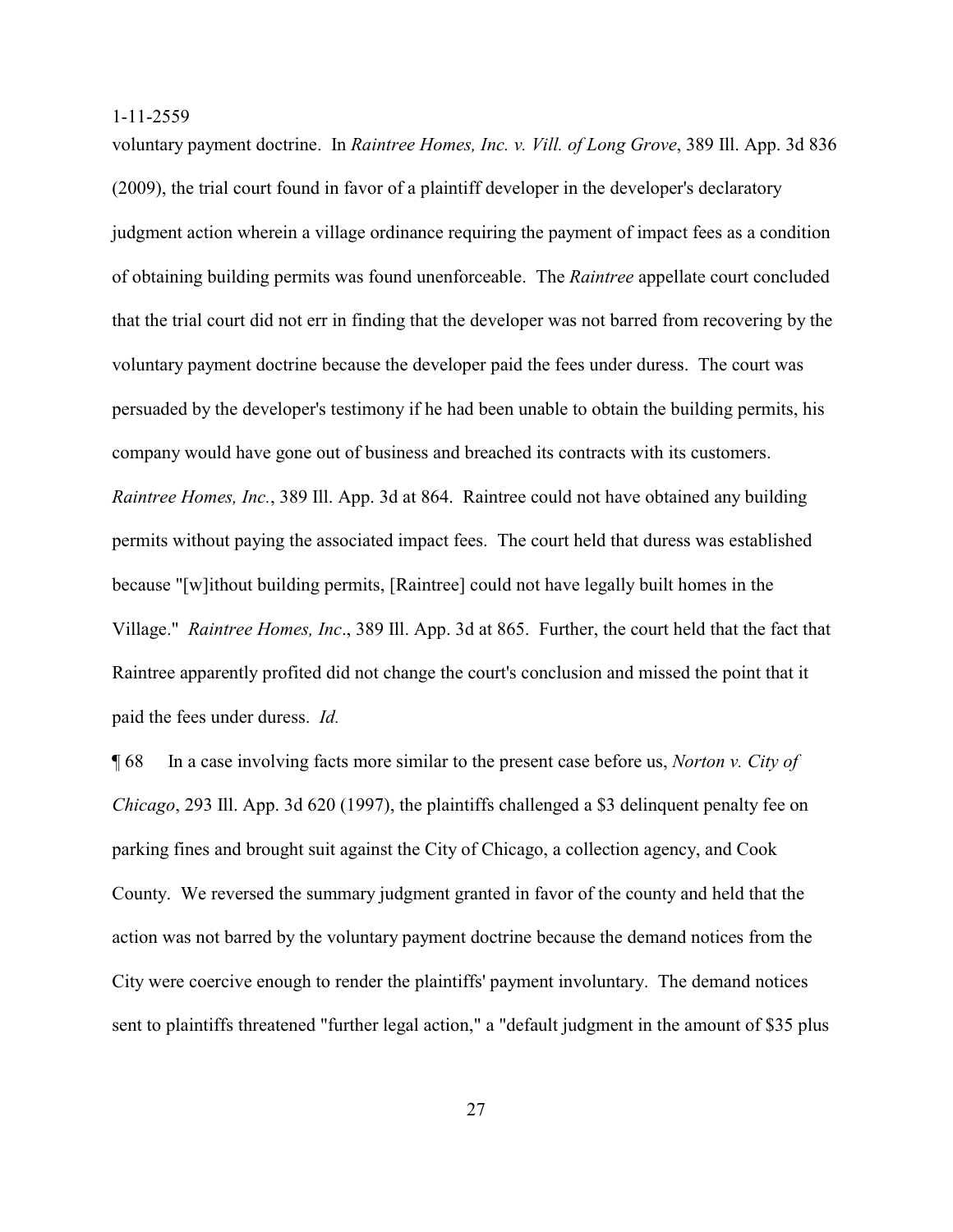voluntary payment doctrine. In *Raintree Homes, Inc. v. Vill. of Long Grove*, 389 Ill. App. 3d 836 (2009), the trial court found in favor of a plaintiff developer in the developer's declaratory judgment action wherein a village ordinance requiring the payment of impact fees as a condition of obtaining building permits was found unenforceable. The *Raintree* appellate court concluded that the trial court did not err in finding that the developer was not barred from recovering by the voluntary payment doctrine because the developer paid the fees under duress. The court was persuaded by the developer's testimony if he had been unable to obtain the building permits, his company would have gone out of business and breached its contracts with its customers. *Raintree Homes, Inc.*, 389 Ill. App. 3d at 864. Raintree could not have obtained any building permits without paying the associated impact fees. The court held that duress was established because "[w]ithout building permits, [Raintree] could not have legally built homes in the Village." *Raintree Homes, Inc*., 389 Ill. App. 3d at 865. Further, the court held that the fact that Raintree apparently profited did not change the court's conclusion and missed the point that it paid the fees under duress. *Id.*

¶ 68 In a case involving facts more similar to the present case before us, *Norton v. City of Chicago*, 293 Ill. App. 3d 620 (1997), the plaintiffs challenged a $3 delinquent penalty fee on parking fines and brought suit against the City of Chicago, a collection agency, and Cook County. We reversed the summary judgment granted in favor of the county and held that the action was not barred by the voluntary payment doctrine because the demand notices from the City were coercive enough to render the plaintiffs' payment involuntary. The demand notices sent to plaintiffs threatened "further legal action," a "default judgment in the amount of $35 plus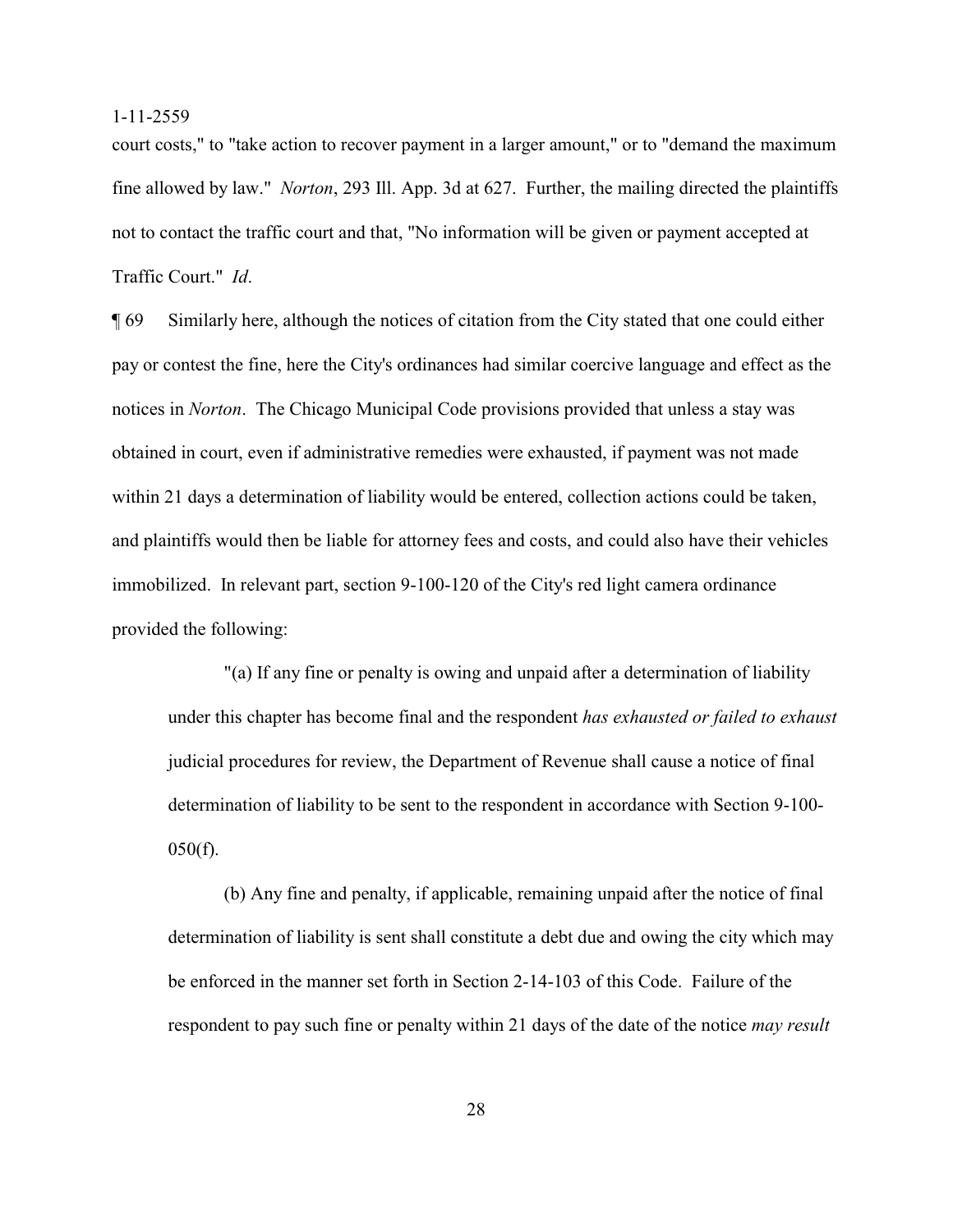court costs," to "take action to recover payment in a larger amount," or to "demand the maximum fine allowed by law." *Norton*, 293 Ill. App. 3d at 627. Further, the mailing directed the plaintiffs not to contact the traffic court and that, "No information will be given or payment accepted at Traffic Court." *Id*.

¶ 69 Similarly here, although the notices of citation from the City stated that one could either pay or contest the fine, here the City's ordinances had similar coercive language and effect as the notices in *Norton*. The Chicago Municipal Code provisions provided that unless a stay was obtained in court, even if administrative remedies were exhausted, if payment was not made within 21 days a determination of liability would be entered, collection actions could be taken, and plaintiffs would then be liable for attorney fees and costs, and could also have their vehicles immobilized. In relevant part, section 9-100-120 of the City's red light camera ordinance provided the following:

> "(a) If any fine or penalty is owing and unpaid after a determination of liability under this chapter has become final and the respondent *has exhausted or failed to exhaust* judicial procedures for review, the Department of Revenue shall cause a notice of final determination of liability to be sent to the respondent in accordance with Section 9-100-050(f).
>
> (b) Any fine and penalty, if applicable, remaining unpaid after the notice of final determination of liability is sent shall constitute a debt due and owing the city which may be enforced in the manner set forth in Section 2-14-103 of this Code. Failure of the respondent to pay such fine or penalty within 21 days of the date of the notice *may result*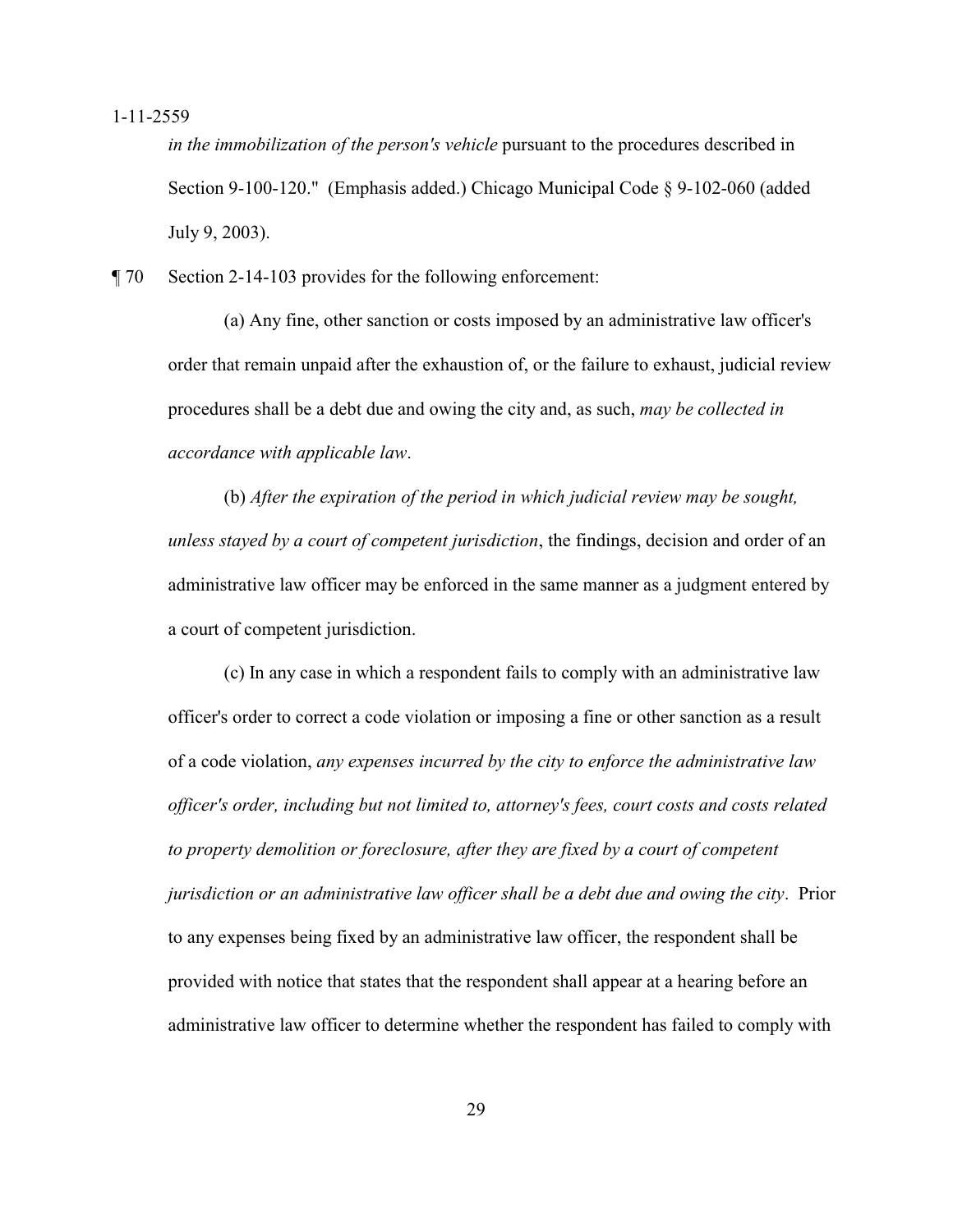*in the immobilization of the person's vehicle* pursuant to the procedures described in Section 9-100-120." (Emphasis added.) Chicago Municipal Code § 9-102-060 (added July 9, 2003).

¶ 70 Section 2-14-103 provides for the following enforcement:

> (a) Any fine, other sanction or costs imposed by an administrative law officer's order that remain unpaid after the exhaustion of, or the failure to exhaust, judicial review procedures shall be a debt due and owing the city and, as such, *may be collected in accordance with applicable law*.
>
> (b) *After the expiration of the period in which judicial review may be sought, unless stayed by a court of competent jurisdiction*, the findings, decision and order of an administrative law officer may be enforced in the same manner as a judgment entered by a court of competent jurisdiction.
>
> (c) In any case in which a respondent fails to comply with an administrative law officer's order to correct a code violation or imposing a fine or other sanction as a result of a code violation, *any expenses incurred by the city to enforce the administrative law officer's order, including but not limited to, attorney's fees, court costs and costs related to property demolition or foreclosure, after they are fixed by a court of competent jurisdiction or an administrative law officer shall be a debt due and owing the city*. Prior to any expenses being fixed by an administrative law officer, the respondent shall be provided with notice that states that the respondent shall appear at a hearing before an administrative law officer to determine whether the respondent has failed to comply with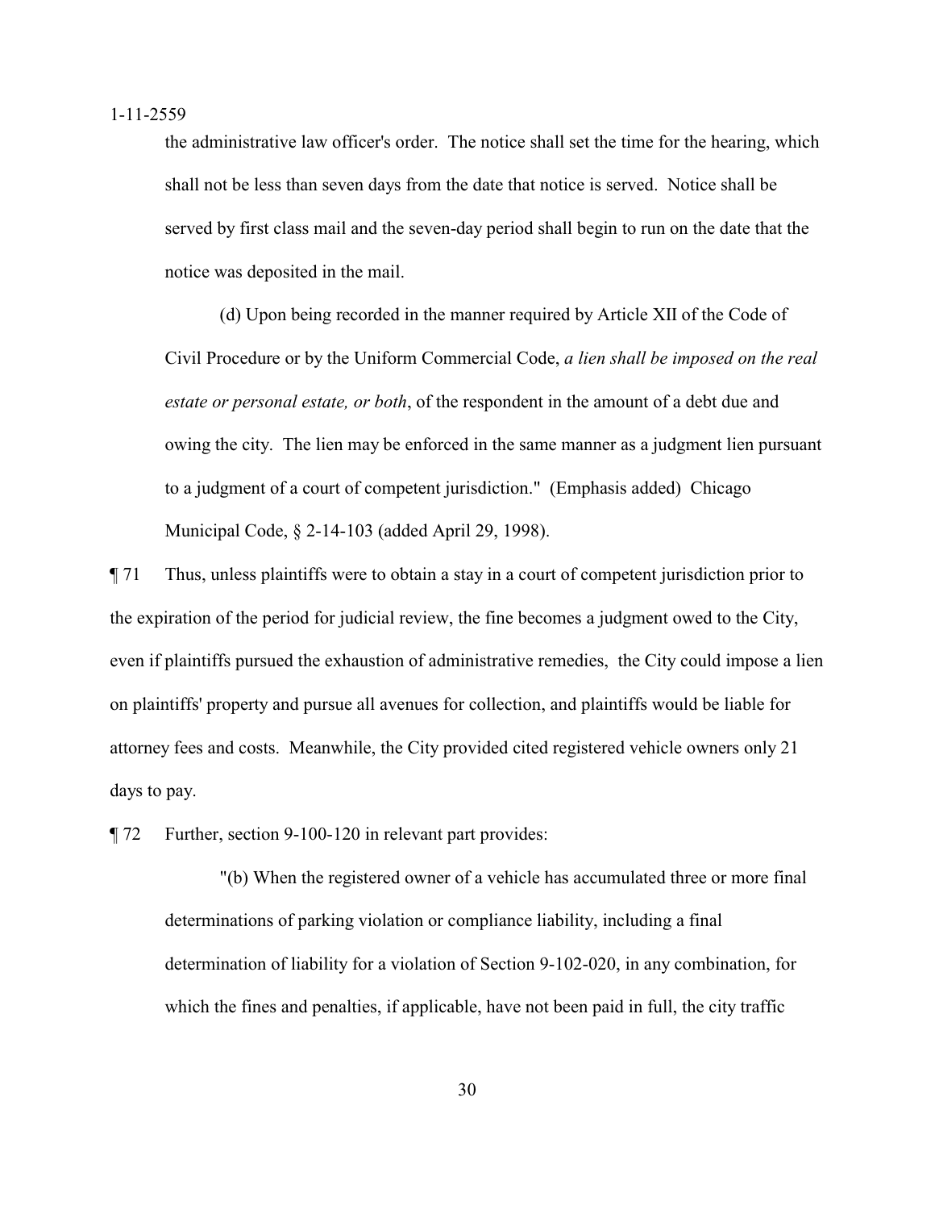the administrative law officer's order. The notice shall set the time for the hearing, which shall not be less than seven days from the date that notice is served. Notice shall be served by first class mail and the seven-day period shall begin to run on the date that the notice was deposited in the mail.

> (d) Upon being recorded in the manner required by Article XII of the Code of Civil Procedure or by the Uniform Commercial Code, *a lien shall be imposed on the real estate or personal estate, or both*, of the respondent in the amount of a debt due and owing the city. The lien may be enforced in the same manner as a judgment lien pursuant to a judgment of a court of competent jurisdiction." (Emphasis added) Chicago Municipal Code, § 2-14-103 (added April 29, 1998).

¶ 71 Thus, unless plaintiffs were to obtain a stay in a court of competent jurisdiction prior to the expiration of the period for judicial review, the fine becomes a judgment owed to the City, even if plaintiffs pursued the exhaustion of administrative remedies, the City could impose a lien on plaintiffs' property and pursue all avenues for collection, and plaintiffs would be liable for attorney fees and costs. Meanwhile, the City provided cited registered vehicle owners only 21 days to pay.

¶ 72 Further, section 9-100-120 in relevant part provides:

> "(b) When the registered owner of a vehicle has accumulated three or more final determinations of parking violation or compliance liability, including a final determination of liability for a violation of Section 9-102-020, in any combination, for which the fines and penalties, if applicable, have not been paid in full, the city traffic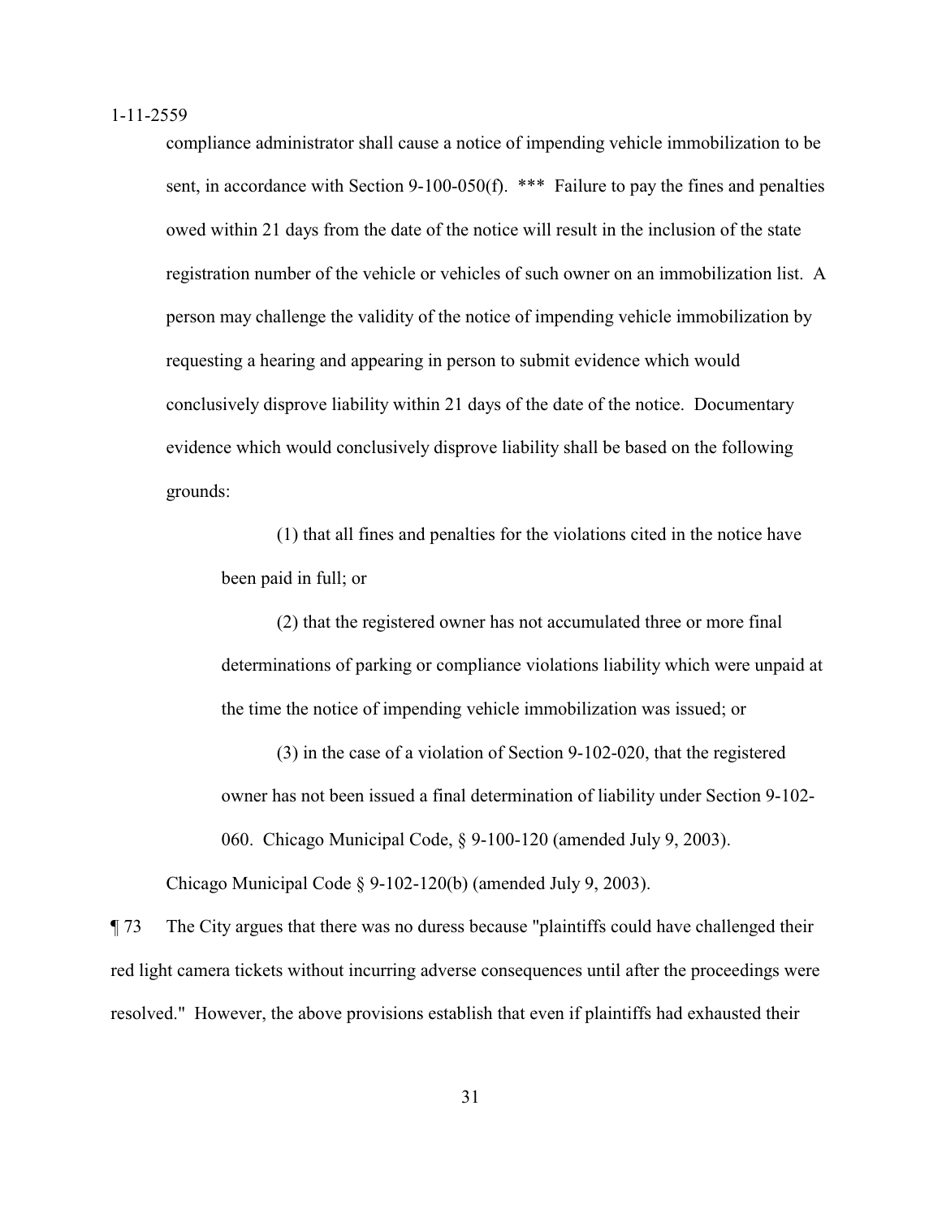compliance administrator shall cause a notice of impending vehicle immobilization to be sent, in accordance with Section 9-100-050(f). *** Failure to pay the fines and penalties owed within 21 days from the date of the notice will result in the inclusion of the state registration number of the vehicle or vehicles of such owner on an immobilization list. A person may challenge the validity of the notice of impending vehicle immobilization by requesting a hearing and appearing in person to submit evidence which would conclusively disprove liability within 21 days of the date of the notice. Documentary evidence which would conclusively disprove liability shall be based on the following grounds:

> (1) that all fines and penalties for the violations cited in the notice have been paid in full; or
>
> (2) that the registered owner has not accumulated three or more final determinations of parking or compliance violations liability which were unpaid at the time the notice of impending vehicle immobilization was issued; or
>
> (3) in the case of a violation of Section 9-102-020, that the registered owner has not been issued a final determination of liability under Section 9-102-060. Chicago Municipal Code, § 9-100-120 (amended July 9, 2003).

Chicago Municipal Code § 9-102-120(b) (amended July 9, 2003).

¶ 73 The City argues that there was no duress because "plaintiffs could have challenged their red light camera tickets without incurring adverse consequences until after the proceedings were resolved." However, the above provisions establish that even if plaintiffs had exhausted their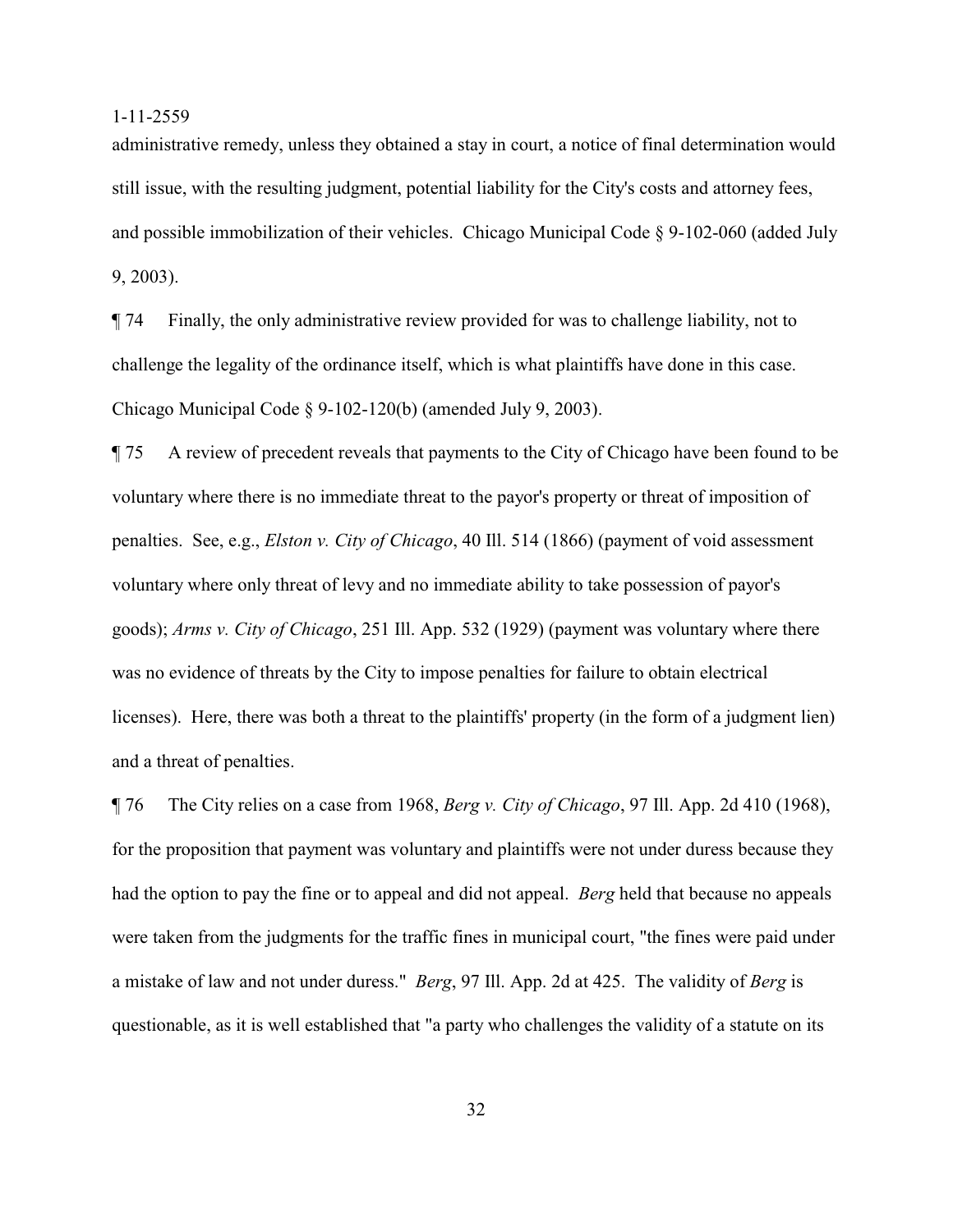administrative remedy, unless they obtained a stay in court, a notice of final determination would still issue, with the resulting judgment, potential liability for the City's costs and attorney fees, and possible immobilization of their vehicles. Chicago Municipal Code § 9-102-060 (added July 9, 2003).

¶ 74 Finally, the only administrative review provided for was to challenge liability, not to challenge the legality of the ordinance itself, which is what plaintiffs have done in this case. Chicago Municipal Code § 9-102-120(b) (amended July 9, 2003).

¶ 75 A review of precedent reveals that payments to the City of Chicago have been found to be voluntary where there is no immediate threat to the payor's property or threat of imposition of penalties. See, e.g., *Elston v. City of Chicago*, 40 Ill. 514 (1866) (payment of void assessment voluntary where only threat of levy and no immediate ability to take possession of payor's goods); *Arms v. City of Chicago*, 251 Ill. App. 532 (1929) (payment was voluntary where there was no evidence of threats by the City to impose penalties for failure to obtain electrical licenses). Here, there was both a threat to the plaintiffs' property (in the form of a judgment lien) and a threat of penalties.

¶ 76 The City relies on a case from 1968, *Berg v. City of Chicago*, 97 Ill. App. 2d 410 (1968), for the proposition that payment was voluntary and plaintiffs were not under duress because they had the option to pay the fine or to appeal and did not appeal. *Berg* held that because no appeals were taken from the judgments for the traffic fines in municipal court, "the fines were paid under a mistake of law and not under duress." *Berg*, 97 Ill. App. 2d at 425. The validity of *Berg* is questionable, as it is well established that "a party who challenges the validity of a statute on its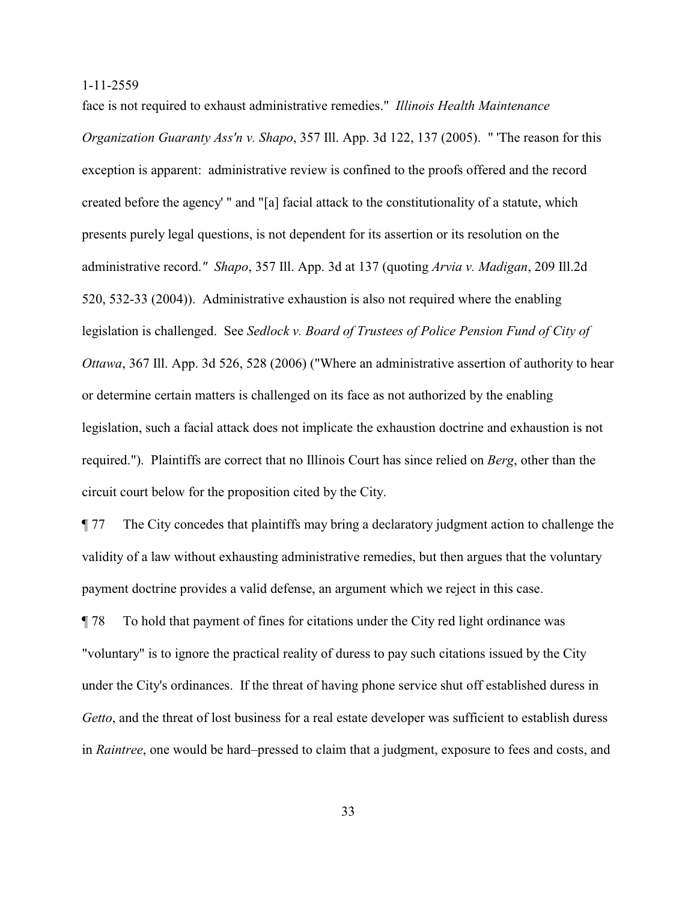face is not required to exhaust administrative remedies." *Illinois Health Maintenance Organization Guaranty Ass'n v. Shapo*, 357 Ill. App. 3d 122, 137 (2005). " 'The reason for this exception is apparent: administrative review is confined to the proofs offered and the record created before the agency' " and "[a] facial attack to the constitutionality of a statute, which presents purely legal questions, is not dependent for its assertion or its resolution on the administrative record." *Shapo*, 357 Ill. App. 3d at 137 (quoting *Arvia v. Madigan*, 209 Ill.2d 520, 532-33 (2004)). Administrative exhaustion is also not required where the enabling legislation is challenged. See *Sedlock v. Board of Trustees of Police Pension Fund of City of Ottawa*, 367 Ill. App. 3d 526, 528 (2006) ("Where an administrative assertion of authority to hear or determine certain matters is challenged on its face as not authorized by the enabling legislation, such a facial attack does not implicate the exhaustion doctrine and exhaustion is not required."). Plaintiffs are correct that no Illinois Court has since relied on *Berg*, other than the circuit court below for the proposition cited by the City.

¶ 77 The City concedes that plaintiffs may bring a declaratory judgment action to challenge the validity of a law without exhausting administrative remedies, but then argues that the voluntary payment doctrine provides a valid defense, an argument which we reject in this case.

¶ 78 To hold that payment of fines for citations under the City red light ordinance was "voluntary" is to ignore the practical reality of duress to pay such citations issued by the City under the City's ordinances. If the threat of having phone service shut off established duress in *Getto*, and the threat of lost business for a real estate developer was sufficient to establish duress in *Raintree*, one would be hard–pressed to claim that a judgment, exposure to fees and costs, and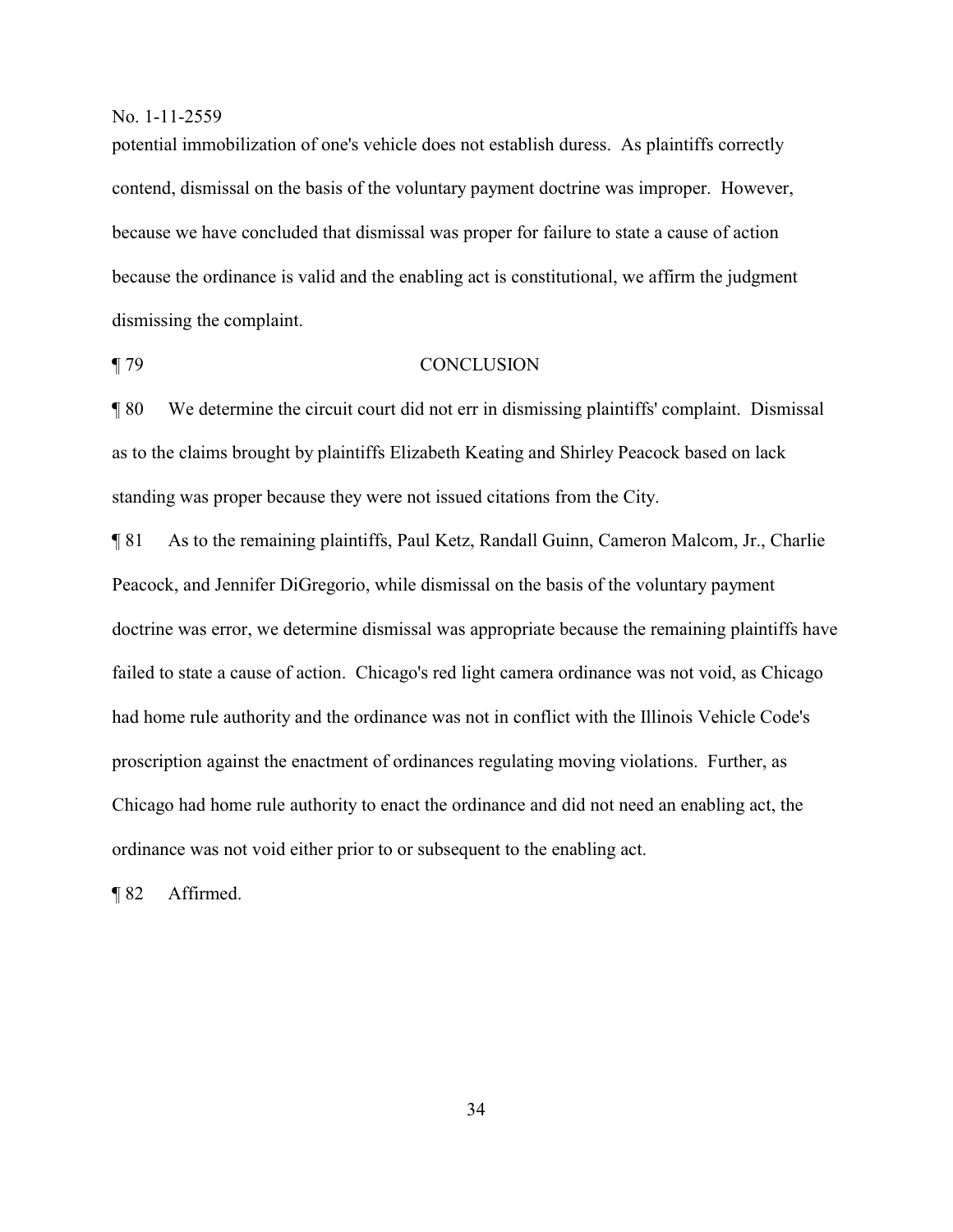potential immobilization of one's vehicle does not establish duress. As plaintiffs correctly contend, dismissal on the basis of the voluntary payment doctrine was improper. However, because we have concluded that dismissal was proper for failure to state a cause of action because the ordinance is valid and the enabling act is constitutional, we affirm the judgment dismissing the complaint.

¶ 79 CONCLUSION

¶ 80 We determine the circuit court did not err in dismissing plaintiffs' complaint. Dismissal as to the claims brought by plaintiffs Elizabeth Keating and Shirley Peacock based on lack standing was proper because they were not issued citations from the City.

¶ 81 As to the remaining plaintiffs, Paul Ketz, Randall Guinn, Cameron Malcom, Jr., Charlie Peacock, and Jennifer DiGregorio, while dismissal on the basis of the voluntary payment doctrine was error, we determine dismissal was appropriate because the remaining plaintiffs have failed to state a cause of action. Chicago's red light camera ordinance was not void, as Chicago had home rule authority and the ordinance was not in conflict with the Illinois Vehicle Code's proscription against the enactment of ordinances regulating moving violations. Further, as Chicago had home rule authority to enact the ordinance and did not need an enabling act, the ordinance was not void either prior to or subsequent to the enabling act.

¶ 82 Affirmed.